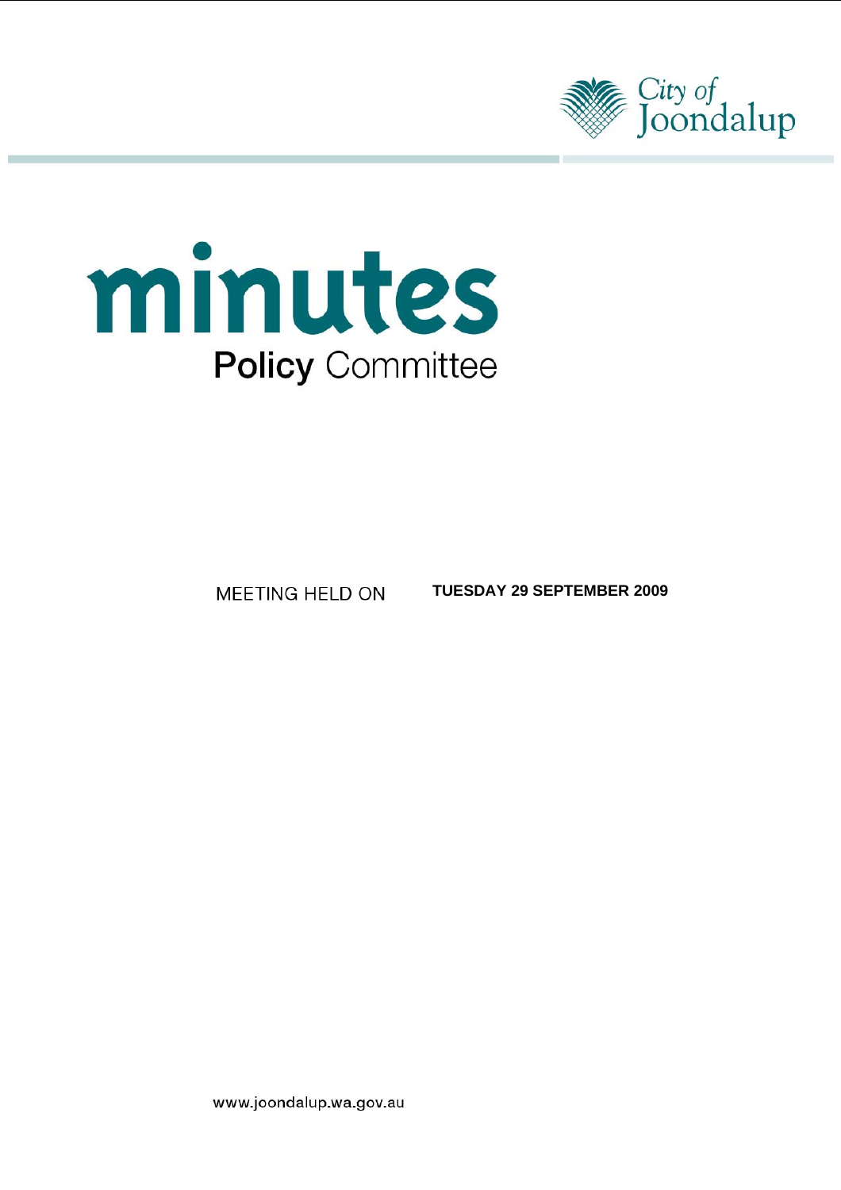City of Joondalup

# minutes

## Policy Committee

MEETING HELD ON **TUESDAY 29 SEPTEMBER 2009**

www.joondalup.wa.gov.au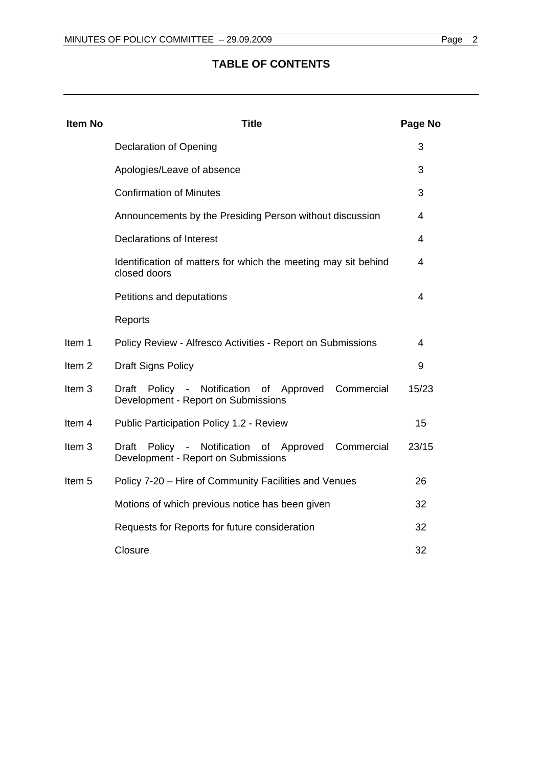# TABLE OF CONTENTS

| Item No | Title | Page No |
|---|---|---|
| | Declaration of Opening | 3 |
| | Apologies/Leave of absence | 3 |
| | Confirmation of Minutes | 3 |
| | Announcements by the Presiding Person without discussion | 4 |
| | Declarations of Interest | 4 |
| | Identification of matters for which the meeting may sit behind closed doors | 4 |
| | Petitions and deputations | 4 |
| | Reports | |
| Item 1 | Policy Review - Alfresco Activities - Report on Submissions | 4 |
| Item 2 | Draft Signs Policy | 9 |
| Item 3 | Draft Policy - Notification of Approved Commercial Development - Report on Submissions | 15/23 |
| Item 4 | Public Participation Policy 1.2 - Review | 15 |
| Item 3 | Draft Policy - Notification of Approved Commercial Development - Report on Submissions | 23/15 |
| Item 5 | Policy 7-20 – Hire of Community Facilities and Venues | 26 |
| | Motions of which previous notice has been given | 32 |
| | Requests for Reports for future consideration | 32 |
| | Closure | 32 |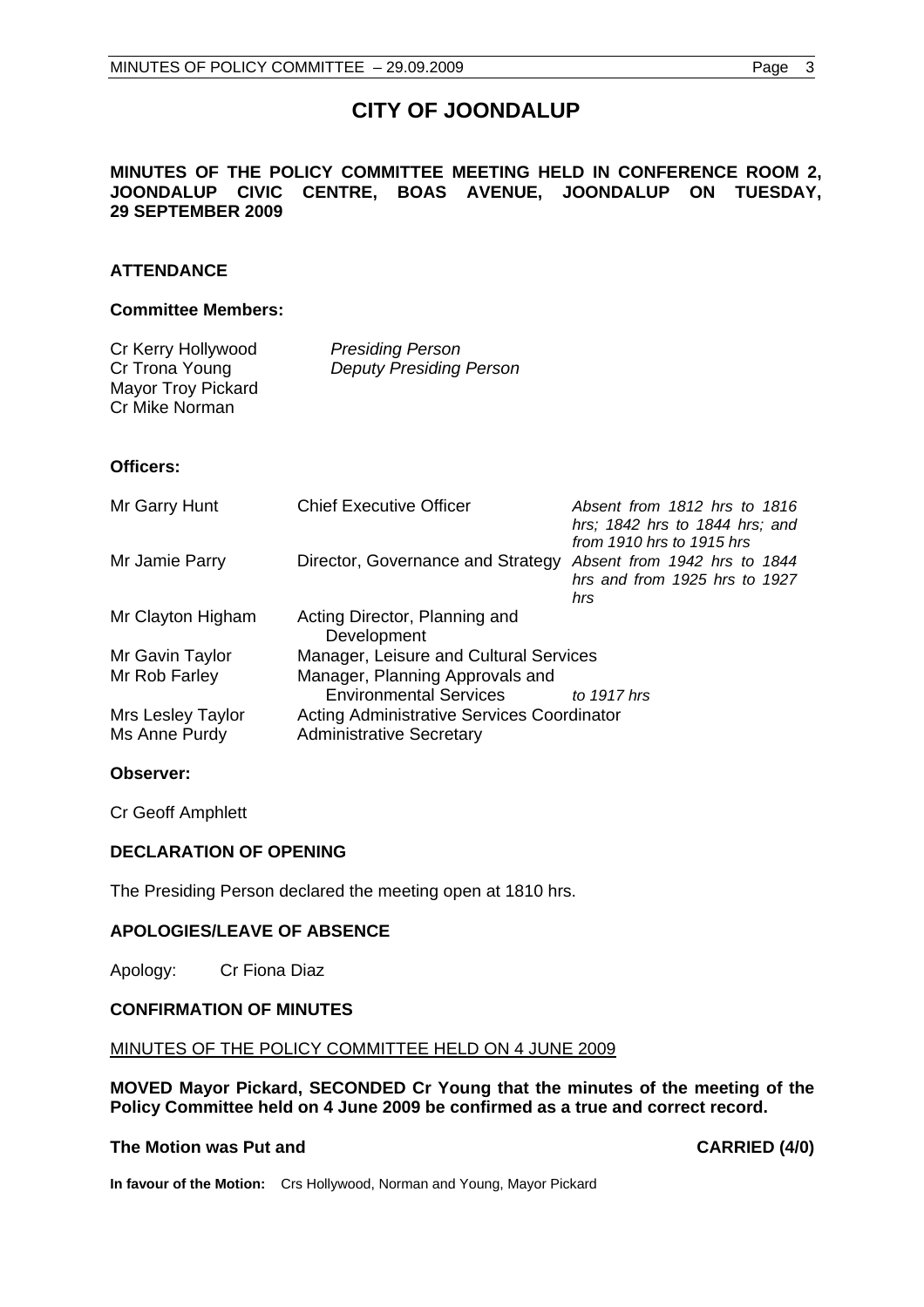# CITY OF JOONDALUP

**MINUTES OF THE POLICY COMMITTEE MEETING HELD IN CONFERENCE ROOM 2, JOONDALUP CIVIC CENTRE, BOAS AVENUE, JOONDALUP ON TUESDAY, 29 SEPTEMBER 2009**

## ATTENDANCE

### Committee Members:

| | |
|---|---|
| Cr Kerry Hollywood | *Presiding Person* |
| Cr Trona Young | *Deputy Presiding Person* |
| Mayor Troy Pickard | |
| Cr Mike Norman | |

### Officers:

| | | |
|---|---|---|
| Mr Garry Hunt | Chief Executive Officer | *Absent from 1812 hrs to 1816 hrs; 1842 hrs to 1844 hrs; and from 1910 hrs to 1915 hrs* |
| Mr Jamie Parry | Director, Governance and Strategy | *Absent from 1942 hrs to 1844 hrs and from 1925 hrs to 1927 hrs* |
| Mr Clayton Higham | Acting Director, Planning and Development | |
| Mr Gavin Taylor | Manager, Leisure and Cultural Services | |
| Mr Rob Farley | Manager, Planning Approvals and Environmental Services | *to 1917 hrs* |
| Mrs Lesley Taylor | Acting Administrative Services Coordinator | |
| Ms Anne Purdy | Administrative Secretary | |

### Observer:

Cr Geoff Amphlett

## DECLARATION OF OPENING

The Presiding Person declared the meeting open at 1810 hrs.

## APOLOGIES/LEAVE OF ABSENCE

Apology: Cr Fiona Diaz

## CONFIRMATION OF MINUTES

MINUTES OF THE POLICY COMMITTEE HELD ON 4 JUNE 2009

**MOVED Mayor Pickard, SECONDED Cr Young that the minutes of the meeting of the Policy Committee held on 4 June 2009 be confirmed as a true and correct record.**

**The Motion was Put and CARRIED (4/0)**

**In favour of the Motion:** Crs Hollywood, Norman and Young, Mayor Pickard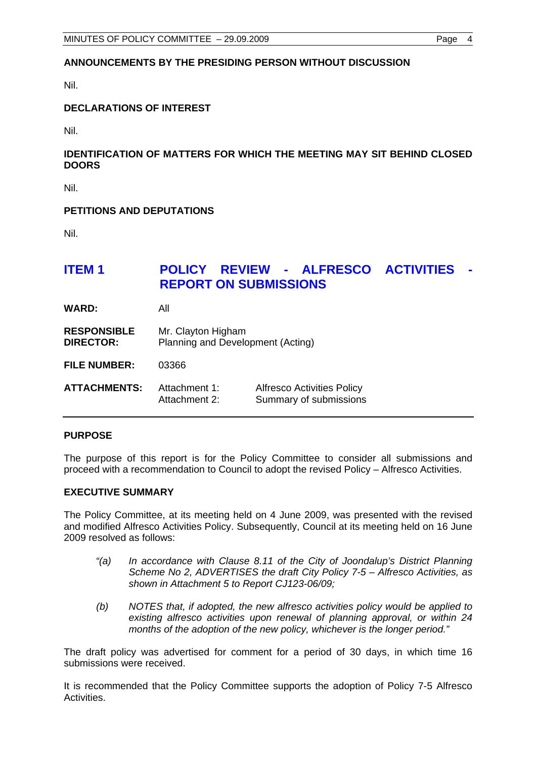**ANNOUNCEMENTS BY THE PRESIDING PERSON WITHOUT DISCUSSION**

Nil.

**DECLARATIONS OF INTEREST**

Nil.

**IDENTIFICATION OF MATTERS FOR WHICH THE MEETING MAY SIT BEHIND CLOSED DOORS**

Nil.

**PETITIONS AND DEPUTATIONS**

Nil.

## ITEM 1 POLICY REVIEW - ALFRESCO ACTIVITIES - REPORT ON SUBMISSIONS

| | | |
|---|---|---|
| **WARD:** | All | |
| **RESPONSIBLE DIRECTOR:** | Mr. Clayton Higham<br>Planning and Development (Acting) | |
| **FILE NUMBER:** | 03366 | |
| **ATTACHMENTS:** | Attachment 1:<br>Attachment 2: | Alfresco Activities Policy<br>Summary of submissions |

**PURPOSE**

The purpose of this report is for the Policy Committee to consider all submissions and proceed with a recommendation to Council to adopt the revised Policy – Alfresco Activities.

**EXECUTIVE SUMMARY**

The Policy Committee, at its meeting held on 4 June 2009, was presented with the revised and modified Alfresco Activities Policy. Subsequently, Council at its meeting held on 16 June 2009 resolved as follows:

*"(a) In accordance with Clause 8.11 of the City of Joondalup's District Planning Scheme No 2, ADVERTISES the draft City Policy 7-5 – Alfresco Activities, as shown in Attachment 5 to Report CJ123-06/09;*

*(b) NOTES that, if adopted, the new alfresco activities policy would be applied to existing alfresco activities upon renewal of planning approval, or within 24 months of the adoption of the new policy, whichever is the longer period."*

The draft policy was advertised for comment for a period of 30 days, in which time 16 submissions were received.

It is recommended that the Policy Committee supports the adoption of Policy 7-5 Alfresco Activities.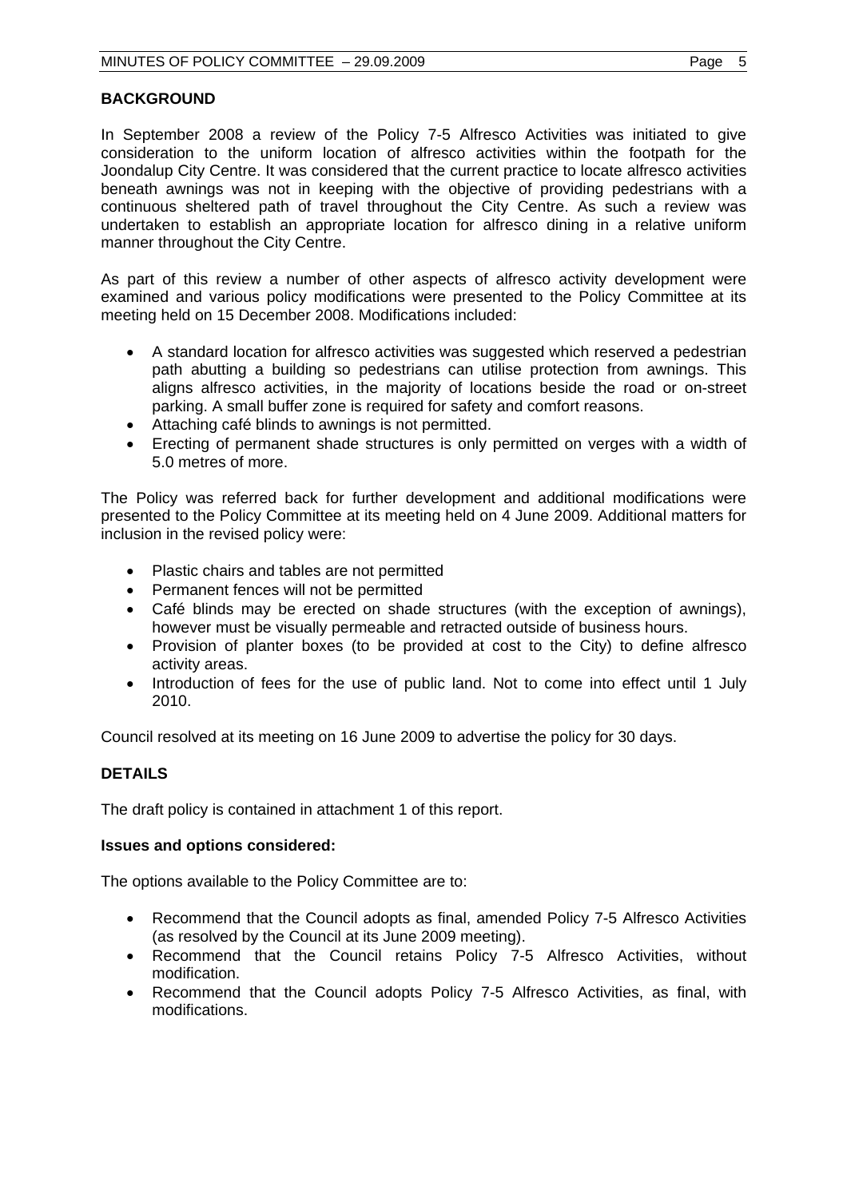## BACKGROUND

In September 2008 a review of the Policy 7-5 Alfresco Activities was initiated to give consideration to the uniform location of alfresco activities within the footpath for the Joondalup City Centre. It was considered that the current practice to locate alfresco activities beneath awnings was not in keeping with the objective of providing pedestrians with a continuous sheltered path of travel throughout the City Centre. As such a review was undertaken to establish an appropriate location for alfresco dining in a relative uniform manner throughout the City Centre.

As part of this review a number of other aspects of alfresco activity development were examined and various policy modifications were presented to the Policy Committee at its meeting held on 15 December 2008. Modifications included:

- A standard location for alfresco activities was suggested which reserved a pedestrian path abutting a building so pedestrians can utilise protection from awnings. This aligns alfresco activities, in the majority of locations beside the road or on-street parking. A small buffer zone is required for safety and comfort reasons.
- Attaching café blinds to awnings is not permitted.
- Erecting of permanent shade structures is only permitted on verges with a width of 5.0 metres of more.

The Policy was referred back for further development and additional modifications were presented to the Policy Committee at its meeting held on 4 June 2009. Additional matters for inclusion in the revised policy were:

- Plastic chairs and tables are not permitted
- Permanent fences will not be permitted
- Café blinds may be erected on shade structures (with the exception of awnings), however must be visually permeable and retracted outside of business hours.
- Provision of planter boxes (to be provided at cost to the City) to define alfresco activity areas.
- Introduction of fees for the use of public land. Not to come into effect until 1 July 2010.

Council resolved at its meeting on 16 June 2009 to advertise the policy for 30 days.

## DETAILS

The draft policy is contained in attachment 1 of this report.

### Issues and options considered:

The options available to the Policy Committee are to:

- Recommend that the Council adopts as final, amended Policy 7-5 Alfresco Activities (as resolved by the Council at its June 2009 meeting).
- Recommend that the Council retains Policy 7-5 Alfresco Activities, without modification.
- Recommend that the Council adopts Policy 7-5 Alfresco Activities, as final, with modifications.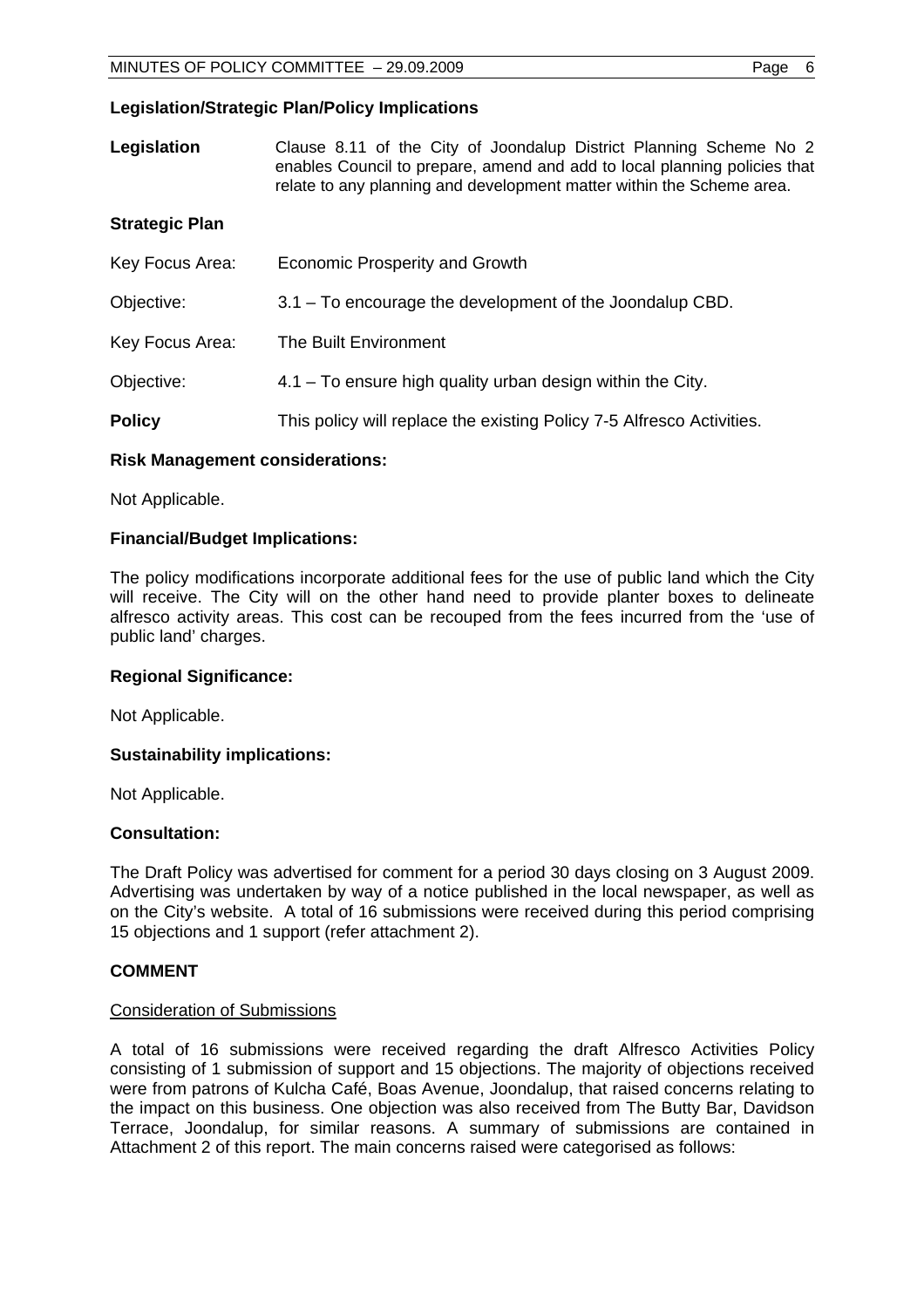**Legislation/Strategic Plan/Policy Implications**

**Legislation** Clause 8.11 of the City of Joondalup District Planning Scheme No 2 enables Council to prepare, amend and add to local planning policies that relate to any planning and development matter within the Scheme area.

**Strategic Plan**

Key Focus Area: Economic Prosperity and Growth

Objective: 3.1 – To encourage the development of the Joondalup CBD.

Key Focus Area: The Built Environment

Objective: 4.1 – To ensure high quality urban design within the City.

**Policy** This policy will replace the existing Policy 7-5 Alfresco Activities.

**Risk Management considerations:**

Not Applicable.

**Financial/Budget Implications:**

The policy modifications incorporate additional fees for the use of public land which the City will receive. The City will on the other hand need to provide planter boxes to delineate alfresco activity areas. This cost can be recouped from the fees incurred from the 'use of public land' charges.

**Regional Significance:**

Not Applicable.

**Sustainability implications:**

Not Applicable.

**Consultation:**

The Draft Policy was advertised for comment for a period 30 days closing on 3 August 2009. Advertising was undertaken by way of a notice published in the local newspaper, as well as on the City's website. A total of 16 submissions were received during this period comprising 15 objections and 1 support (refer attachment 2).

**COMMENT**

Consideration of Submissions

A total of 16 submissions were received regarding the draft Alfresco Activities Policy consisting of 1 submission of support and 15 objections. The majority of objections received were from patrons of Kulcha Café, Boas Avenue, Joondalup, that raised concerns relating to the impact on this business. One objection was also received from The Butty Bar, Davidson Terrace, Joondalup, for similar reasons. A summary of submissions are contained in Attachment 2 of this report. The main concerns raised were categorised as follows: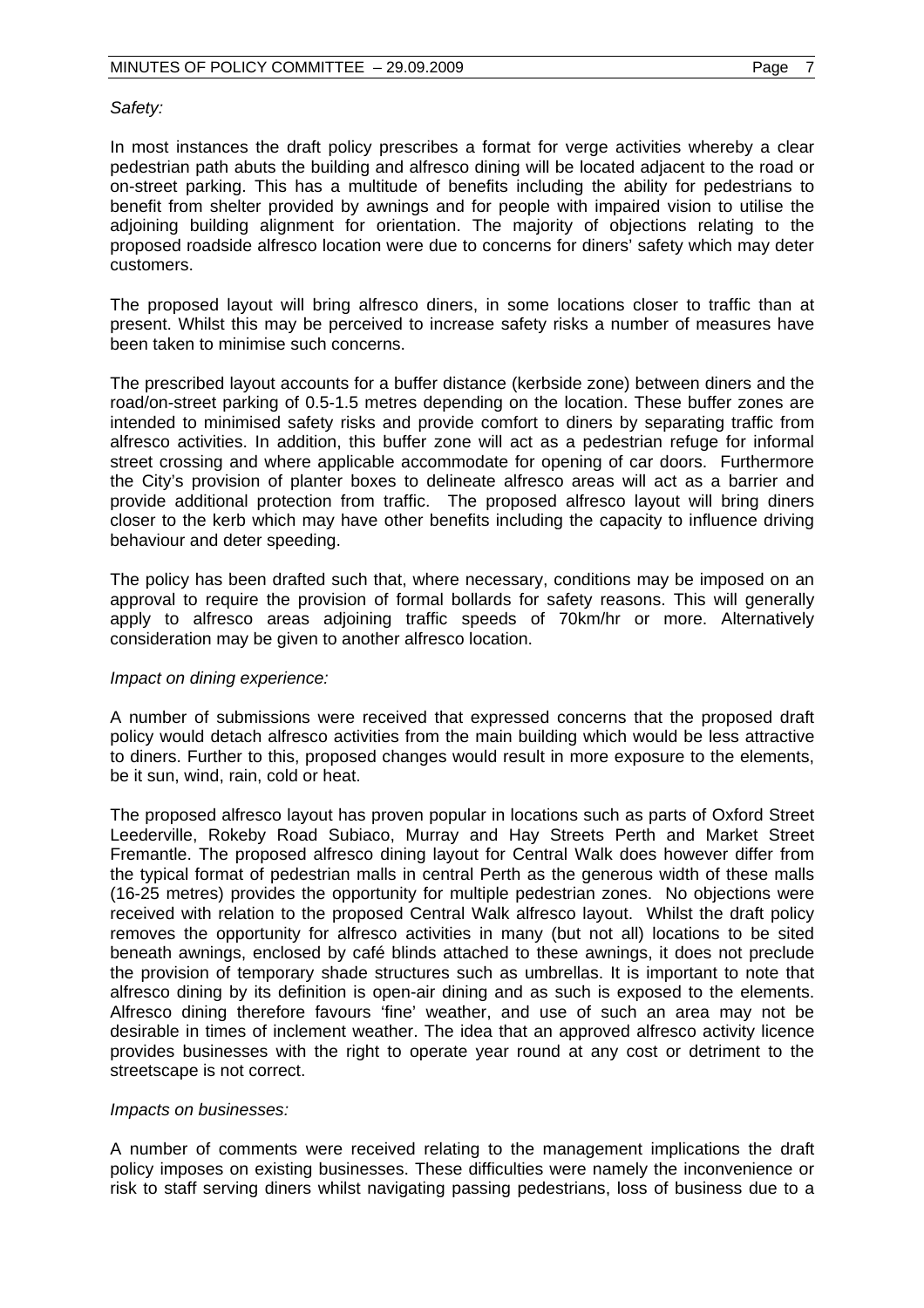*Safety:*

In most instances the draft policy prescribes a format for verge activities whereby a clear pedestrian path abuts the building and alfresco dining will be located adjacent to the road or on-street parking. This has a multitude of benefits including the ability for pedestrians to benefit from shelter provided by awnings and for people with impaired vision to utilise the adjoining building alignment for orientation. The majority of objections relating to the proposed roadside alfresco location were due to concerns for diners' safety which may deter customers.

The proposed layout will bring alfresco diners, in some locations closer to traffic than at present. Whilst this may be perceived to increase safety risks a number of measures have been taken to minimise such concerns.

The prescribed layout accounts for a buffer distance (kerbside zone) between diners and the road/on-street parking of 0.5-1.5 metres depending on the location. These buffer zones are intended to minimised safety risks and provide comfort to diners by separating traffic from alfresco activities. In addition, this buffer zone will act as a pedestrian refuge for informal street crossing and where applicable accommodate for opening of car doors. Furthermore the City's provision of planter boxes to delineate alfresco areas will act as a barrier and provide additional protection from traffic. The proposed alfresco layout will bring diners closer to the kerb which may have other benefits including the capacity to influence driving behaviour and deter speeding.

The policy has been drafted such that, where necessary, conditions may be imposed on an approval to require the provision of formal bollards for safety reasons. This will generally apply to alfresco areas adjoining traffic speeds of 70km/hr or more. Alternatively consideration may be given to another alfresco location.

*Impact on dining experience:*

A number of submissions were received that expressed concerns that the proposed draft policy would detach alfresco activities from the main building which would be less attractive to diners. Further to this, proposed changes would result in more exposure to the elements, be it sun, wind, rain, cold or heat.

The proposed alfresco layout has proven popular in locations such as parts of Oxford Street Leederville, Rokeby Road Subiaco, Murray and Hay Streets Perth and Market Street Fremantle. The proposed alfresco dining layout for Central Walk does however differ from the typical format of pedestrian malls in central Perth as the generous width of these malls (16-25 metres) provides the opportunity for multiple pedestrian zones. No objections were received with relation to the proposed Central Walk alfresco layout. Whilst the draft policy removes the opportunity for alfresco activities in many (but not all) locations to be sited beneath awnings, enclosed by café blinds attached to these awnings, it does not preclude the provision of temporary shade structures such as umbrellas. It is important to note that alfresco dining by its definition is open-air dining and as such is exposed to the elements. Alfresco dining therefore favours 'fine' weather, and use of such an area may not be desirable in times of inclement weather. The idea that an approved alfresco activity licence provides businesses with the right to operate year round at any cost or detriment to the streetscape is not correct.

*Impacts on businesses:*

A number of comments were received relating to the management implications the draft policy imposes on existing businesses. These difficulties were namely the inconvenience or risk to staff serving diners whilst navigating passing pedestrians, loss of business due to a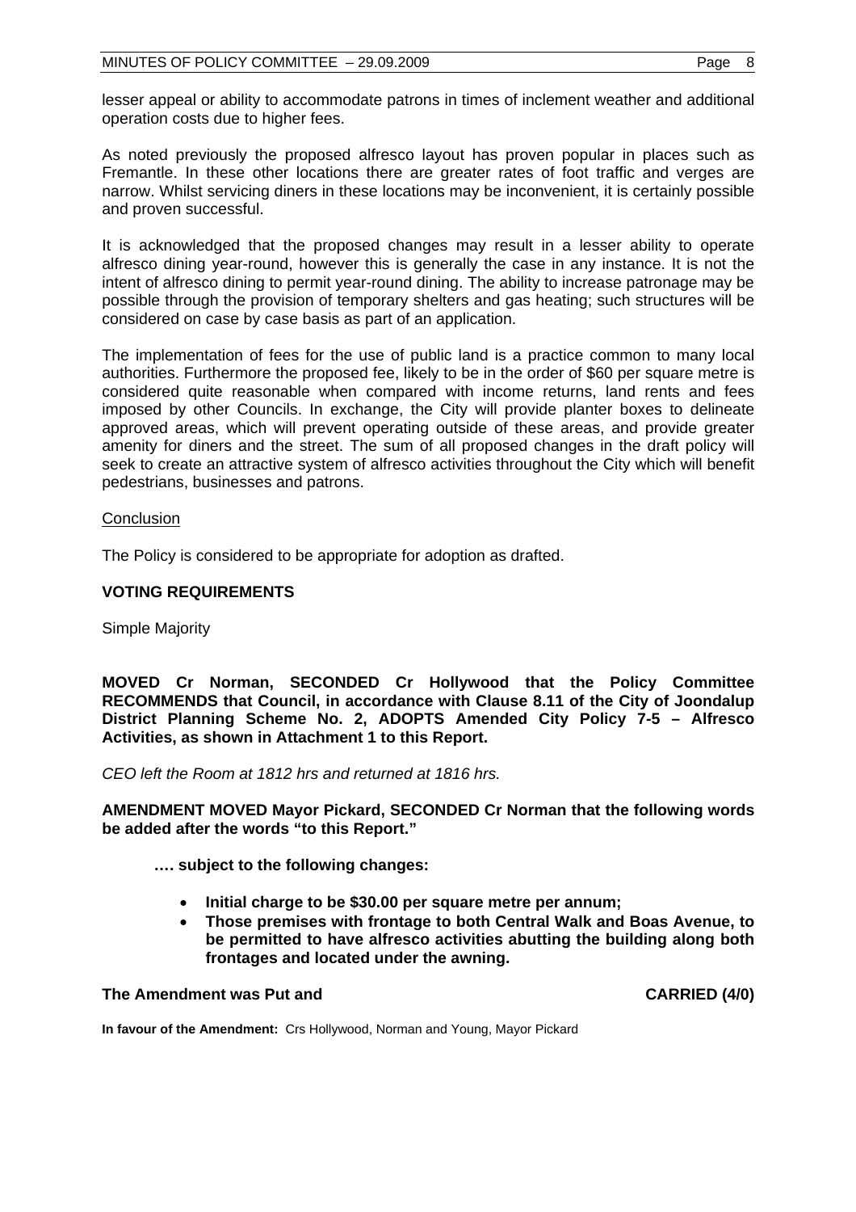lesser appeal or ability to accommodate patrons in times of inclement weather and additional operation costs due to higher fees.

As noted previously the proposed alfresco layout has proven popular in places such as Fremantle. In these other locations there are greater rates of foot traffic and verges are narrow. Whilst servicing diners in these locations may be inconvenient, it is certainly possible and proven successful.

It is acknowledged that the proposed changes may result in a lesser ability to operate alfresco dining year-round, however this is generally the case in any instance. It is not the intent of alfresco dining to permit year-round dining. The ability to increase patronage may be possible through the provision of temporary shelters and gas heating; such structures will be considered on case by case basis as part of an application.

The implementation of fees for the use of public land is a practice common to many local authorities. Furthermore the proposed fee, likely to be in the order of $60 per square metre is considered quite reasonable when compared with income returns, land rents and fees imposed by other Councils. In exchange, the City will provide planter boxes to delineate approved areas, which will prevent operating outside of these areas, and provide greater amenity for diners and the street. The sum of all proposed changes in the draft policy will seek to create an attractive system of alfresco activities throughout the City which will benefit pedestrians, businesses and patrons.

Conclusion

The Policy is considered to be appropriate for adoption as drafted.

**VOTING REQUIREMENTS**

Simple Majority

**MOVED Cr Norman, SECONDED Cr Hollywood that the Policy Committee RECOMMENDS that Council, in accordance with Clause 8.11 of the City of Joondalup District Planning Scheme No. 2, ADOPTS Amended City Policy 7-5 – Alfresco Activities, as shown in Attachment 1 to this Report.**

*CEO left the Room at 1812 hrs and returned at 1816 hrs.*

**AMENDMENT MOVED Mayor Pickard, SECONDED Cr Norman that the following words be added after the words "to this Report."**

**…. subject to the following changes:**

- **Initial charge to be $30.00 per square metre per annum;**
- **Those premises with frontage to both Central Walk and Boas Avenue, to be permitted to have alfresco activities abutting the building along both frontages and located under the awning.**

**The Amendment was Put and CARRIED (4/0)**

**In favour of the Amendment:** Crs Hollywood, Norman and Young, Mayor Pickard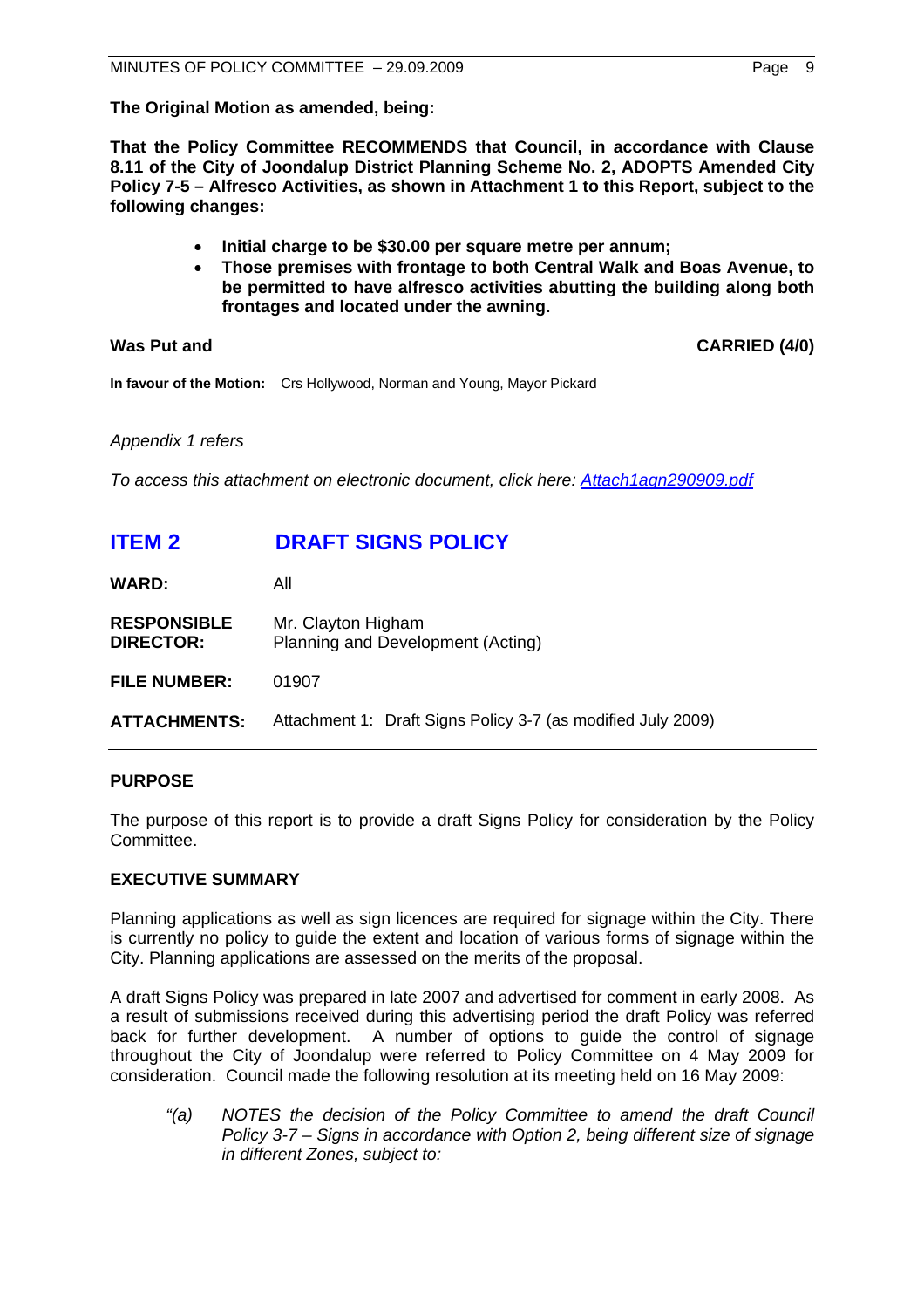**The Original Motion as amended, being:**

**That the Policy Committee RECOMMENDS that Council, in accordance with Clause 8.11 of the City of Joondalup District Planning Scheme No. 2, ADOPTS Amended City Policy 7-5 – Alfresco Activities, as shown in Attachment 1 to this Report, subject to the following changes:**

- **Initial charge to be $30.00 per square metre per annum;**
- **Those premises with frontage to both Central Walk and Boas Avenue, to be permitted to have alfresco activities abutting the building along both frontages and located under the awning.**

**Was Put and** **CARRIED (4/0)**

**In favour of the Motion:** Crs Hollywood, Norman and Young, Mayor Pickard

*Appendix 1 refers*

*To access this attachment on electronic document, click here: Attach1agn290909.pdf*

## ITEM 2 DRAFT SIGNS POLICY

**WARD:** All

**RESPONSIBLE DIRECTOR:** Mr. Clayton Higham
Planning and Development (Acting)

**FILE NUMBER:** 01907

**ATTACHMENTS:** Attachment 1: Draft Signs Policy 3-7 (as modified July 2009)

### PURPOSE

The purpose of this report is to provide a draft Signs Policy for consideration by the Policy Committee.

### EXECUTIVE SUMMARY

Planning applications as well as sign licences are required for signage within the City. There is currently no policy to guide the extent and location of various forms of signage within the City. Planning applications are assessed on the merits of the proposal.

A draft Signs Policy was prepared in late 2007 and advertised for comment in early 2008. As a result of submissions received during this advertising period the draft Policy was referred back for further development. A number of options to guide the control of signage throughout the City of Joondalup were referred to Policy Committee on 4 May 2009 for consideration. Council made the following resolution at its meeting held on 16 May 2009:

> *"(a) NOTES the decision of the Policy Committee to amend the draft Council Policy 3-7 – Signs in accordance with Option 2, being different size of signage in different Zones, subject to:*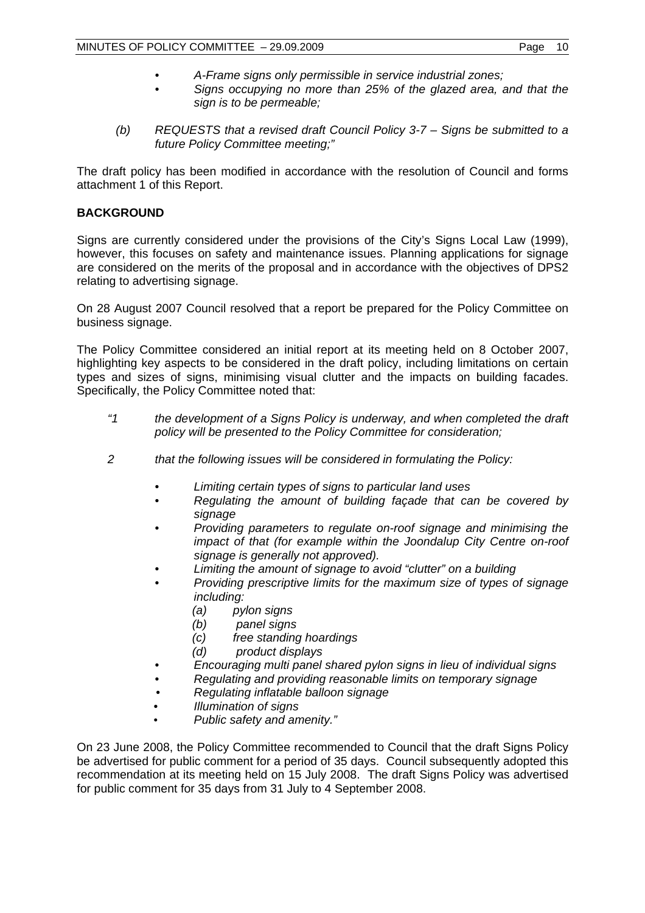- *A-Frame signs only permissible in service industrial zones;*
- *Signs occupying no more than 25% of the glazed area, and that the sign is to be permeable;*

*(b) REQUESTS that a revised draft Council Policy 3-7 – Signs be submitted to a future Policy Committee meeting;"*

The draft policy has been modified in accordance with the resolution of Council and forms attachment 1 of this Report.

**BACKGROUND**

Signs are currently considered under the provisions of the City's Signs Local Law (1999), however, this focuses on safety and maintenance issues. Planning applications for signage are considered on the merits of the proposal and in accordance with the objectives of DPS2 relating to advertising signage.

On 28 August 2007 Council resolved that a report be prepared for the Policy Committee on business signage.

The Policy Committee considered an initial report at its meeting held on 8 October 2007, highlighting key aspects to be considered in the draft policy, including limitations on certain types and sizes of signs, minimising visual clutter and the impacts on building facades. Specifically, the Policy Committee noted that:

*"1 the development of a Signs Policy is underway, and when completed the draft policy will be presented to the Policy Committee for consideration;*

*2 that the following issues will be considered in formulating the Policy:*

- *Limiting certain types of signs to particular land uses*
- *Regulating the amount of building façade that can be covered by signage*
- *Providing parameters to regulate on-roof signage and minimising the impact of that (for example within the Joondalup City Centre on-roof signage is generally not approved).*
- *Limiting the amount of signage to avoid "clutter" on a building*
- *Providing prescriptive limits for the maximum size of types of signage including:*
  - *(a) pylon signs*
  - *(b) panel signs*
  - *(c) free standing hoardings*
  - *(d) product displays*
- *Encouraging multi panel shared pylon signs in lieu of individual signs*
- *Regulating and providing reasonable limits on temporary signage*
- *Regulating inflatable balloon signage*
- *Illumination of signs*
- *Public safety and amenity."*

On 23 June 2008, the Policy Committee recommended to Council that the draft Signs Policy be advertised for public comment for a period of 35 days. Council subsequently adopted this recommendation at its meeting held on 15 July 2008. The draft Signs Policy was advertised for public comment for 35 days from 31 July to 4 September 2008.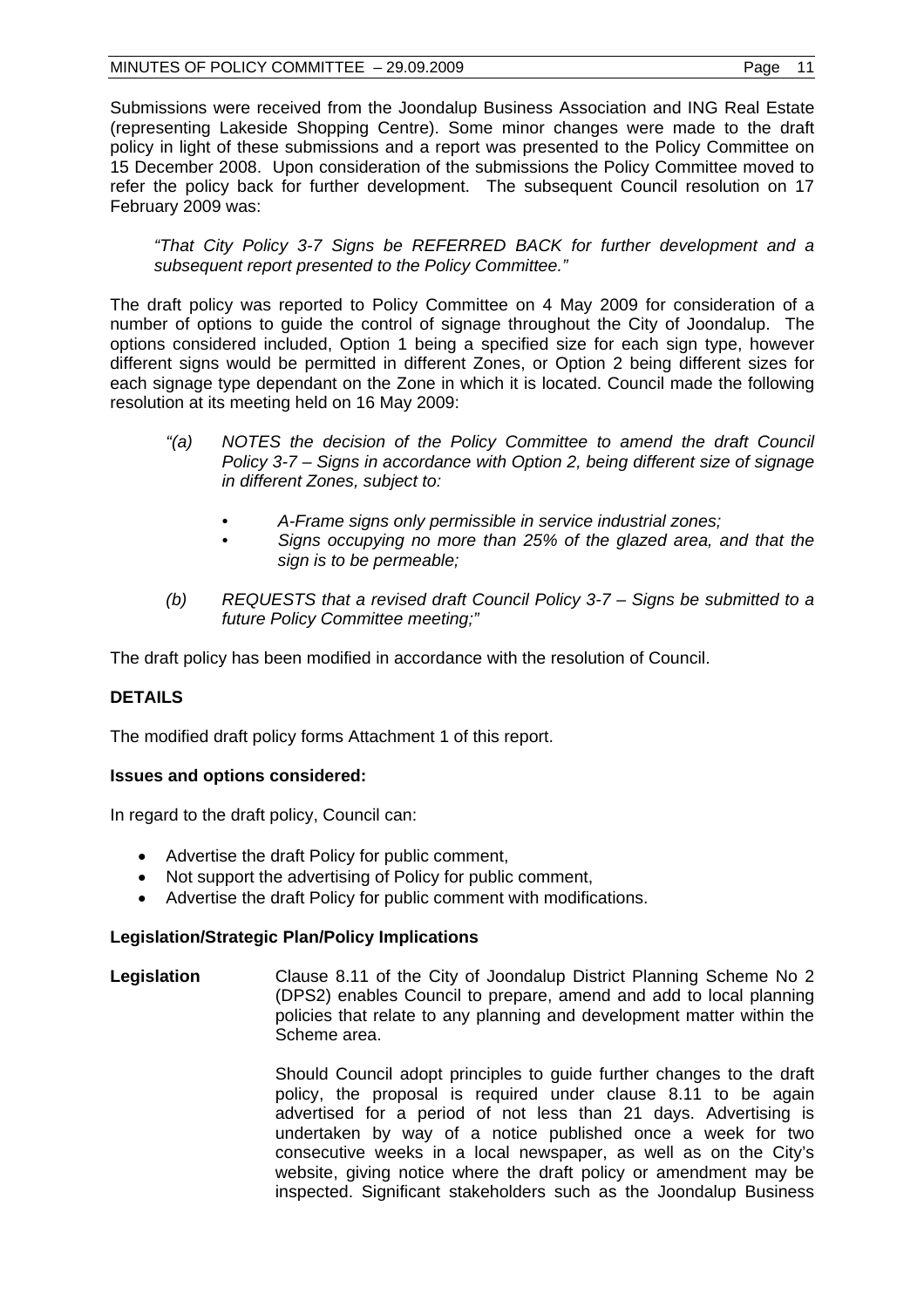Submissions were received from the Joondalup Business Association and ING Real Estate (representing Lakeside Shopping Centre). Some minor changes were made to the draft policy in light of these submissions and a report was presented to the Policy Committee on 15 December 2008. Upon consideration of the submissions the Policy Committee moved to refer the policy back for further development. The subsequent Council resolution on 17 February 2009 was:

> *"That City Policy 3-7 Signs be REFERRED BACK for further development and a subsequent report presented to the Policy Committee."*

The draft policy was reported to Policy Committee on 4 May 2009 for consideration of a number of options to guide the control of signage throughout the City of Joondalup. The options considered included, Option 1 being a specified size for each sign type, however different signs would be permitted in different Zones, or Option 2 being different sizes for each signage type dependant on the Zone in which it is located. Council made the following resolution at its meeting held on 16 May 2009:

> *"(a) NOTES the decision of the Policy Committee to amend the draft Council Policy 3-7 – Signs in accordance with Option 2, being different size of signage in different Zones, subject to:*
>
> - *A-Frame signs only permissible in service industrial zones;*
> - *Signs occupying no more than 25% of the glazed area, and that the sign is to be permeable;*
>
> *(b) REQUESTS that a revised draft Council Policy 3-7 – Signs be submitted to a future Policy Committee meeting;"*

The draft policy has been modified in accordance with the resolution of Council.

## DETAILS

The modified draft policy forms Attachment 1 of this report.

### Issues and options considered:

In regard to the draft policy, Council can:

- Advertise the draft Policy for public comment,
- Not support the advertising of Policy for public comment,
- Advertise the draft Policy for public comment with modifications.

### Legislation/Strategic Plan/Policy Implications

**Legislation** Clause 8.11 of the City of Joondalup District Planning Scheme No 2 (DPS2) enables Council to prepare, amend and add to local planning policies that relate to any planning and development matter within the Scheme area.

Should Council adopt principles to guide further changes to the draft policy, the proposal is required under clause 8.11 to be again advertised for a period of not less than 21 days. Advertising is undertaken by way of a notice published once a week for two consecutive weeks in a local newspaper, as well as on the City's website, giving notice where the draft policy or amendment may be inspected. Significant stakeholders such as the Joondalup Business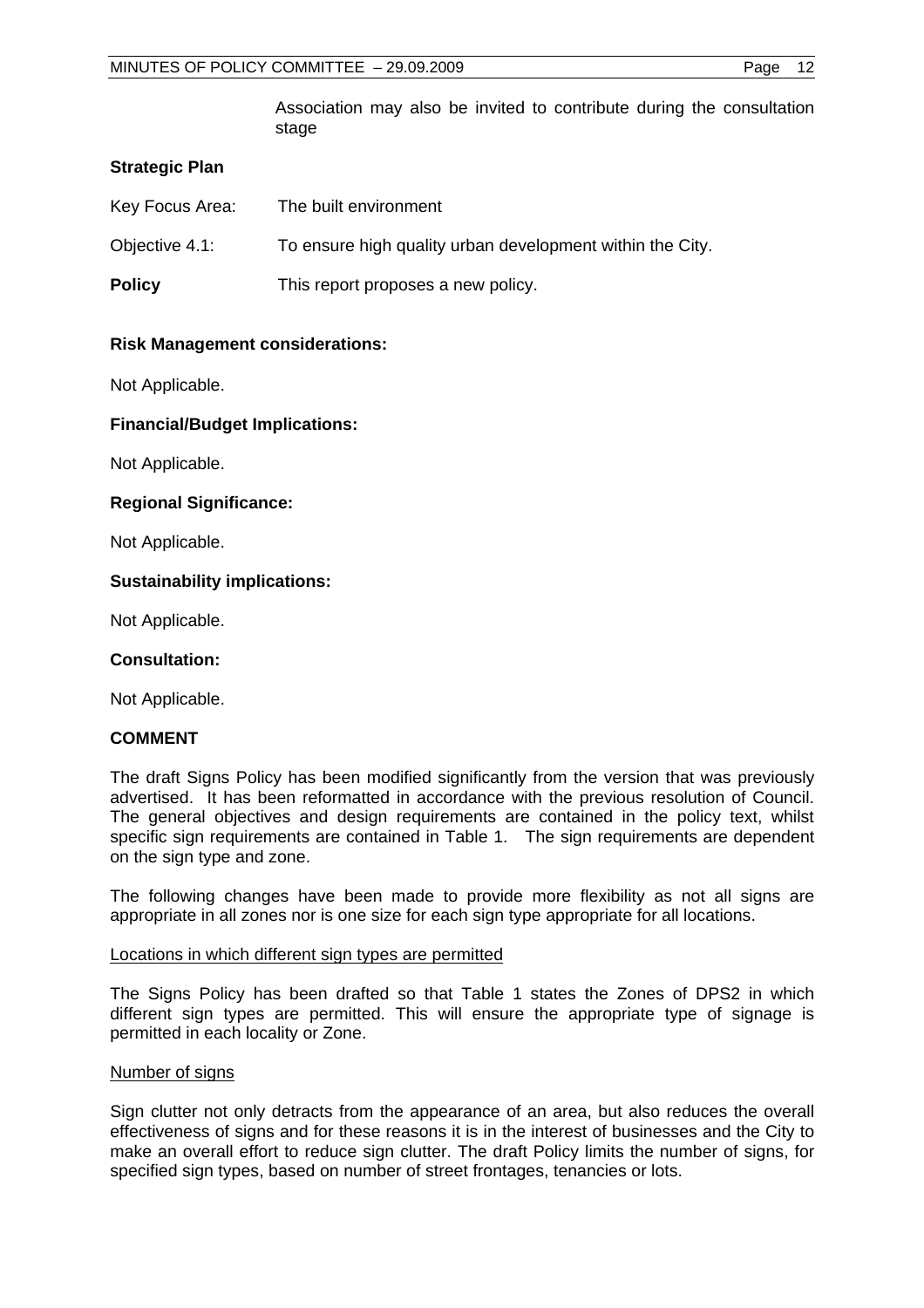Association may also be invited to contribute during the consultation stage

**Strategic Plan**

Key Focus Area: The built environment

Objective 4.1: To ensure high quality urban development within the City.

**Policy** This report proposes a new policy.

**Risk Management considerations:**

Not Applicable.

**Financial/Budget Implications:**

Not Applicable.

**Regional Significance:**

Not Applicable.

**Sustainability implications:**

Not Applicable.

**Consultation:**

Not Applicable.

**COMMENT**

The draft Signs Policy has been modified significantly from the version that was previously advertised. It has been reformatted in accordance with the previous resolution of Council. The general objectives and design requirements are contained in the policy text, whilst specific sign requirements are contained in Table 1. The sign requirements are dependent on the sign type and zone.

The following changes have been made to provide more flexibility as not all signs are appropriate in all zones nor is one size for each sign type appropriate for all locations.

Locations in which different sign types are permitted

The Signs Policy has been drafted so that Table 1 states the Zones of DPS2 in which different sign types are permitted. This will ensure the appropriate type of signage is permitted in each locality or Zone.

Number of signs

Sign clutter not only detracts from the appearance of an area, but also reduces the overall effectiveness of signs and for these reasons it is in the interest of businesses and the City to make an overall effort to reduce sign clutter. The draft Policy limits the number of signs, for specified sign types, based on number of street frontages, tenancies or lots.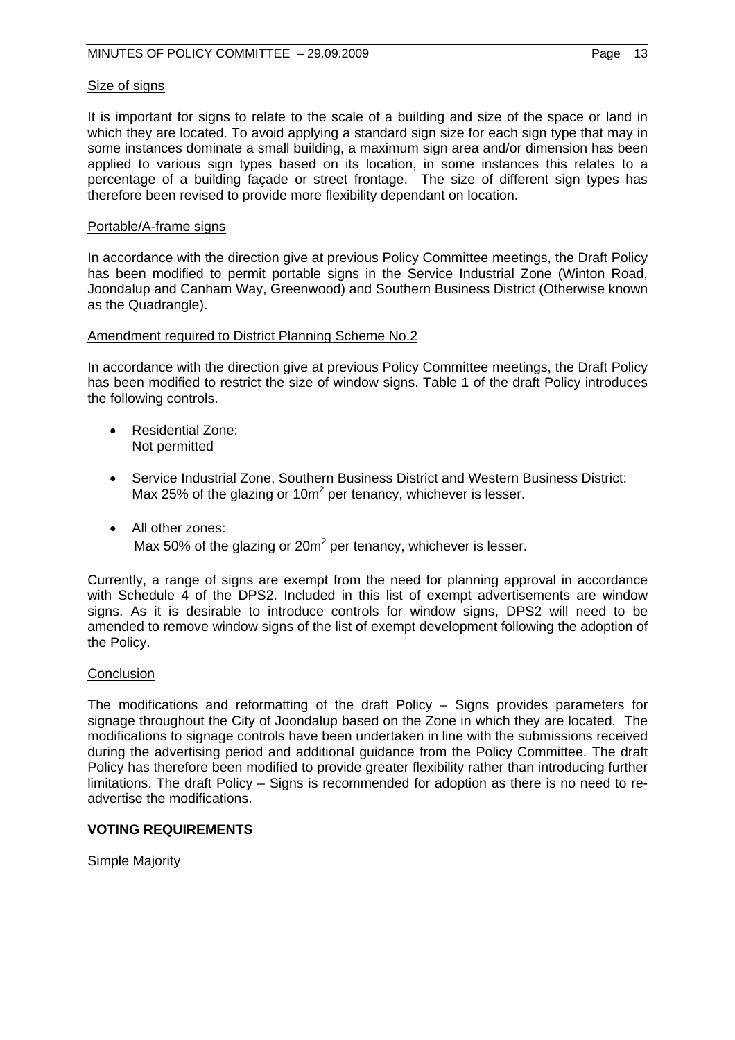Size of signs

It is important for signs to relate to the scale of a building and size of the space or land in which they are located. To avoid applying a standard sign size for each sign type that may in some instances dominate a small building, a maximum sign area and/or dimension has been applied to various sign types based on its location, in some instances this relates to a percentage of a building façade or street frontage. The size of different sign types has therefore been revised to provide more flexibility dependant on location.

Portable/A-frame signs

In accordance with the direction give at previous Policy Committee meetings, the Draft Policy has been modified to permit portable signs in the Service Industrial Zone (Winton Road, Joondalup and Canham Way, Greenwood) and Southern Business District (Otherwise known as the Quadrangle).

Amendment required to District Planning Scheme No.2

In accordance with the direction give at previous Policy Committee meetings, the Draft Policy has been modified to restrict the size of window signs. Table 1 of the draft Policy introduces the following controls.

- Residential Zone:
  Not permitted

- Service Industrial Zone, Southern Business District and Western Business District:
  Max 25% of the glazing or $10m^2$ per tenancy, whichever is lesser.

- All other zones:
  Max 50% of the glazing or $20m^2$ per tenancy, whichever is lesser.

Currently, a range of signs are exempt from the need for planning approval in accordance with Schedule 4 of the DPS2. Included in this list of exempt advertisements are window signs. As it is desirable to introduce controls for window signs, DPS2 will need to be amended to remove window signs of the list of exempt development following the adoption of the Policy.

Conclusion

The modifications and reformatting of the draft Policy – Signs provides parameters for signage throughout the City of Joondalup based on the Zone in which they are located. The modifications to signage controls have been undertaken in line with the submissions received during the advertising period and additional guidance from the Policy Committee. The draft Policy has therefore been modified to provide greater flexibility rather than introducing further limitations. The draft Policy – Signs is recommended for adoption as there is no need to re-advertise the modifications.

**VOTING REQUIREMENTS**

Simple Majority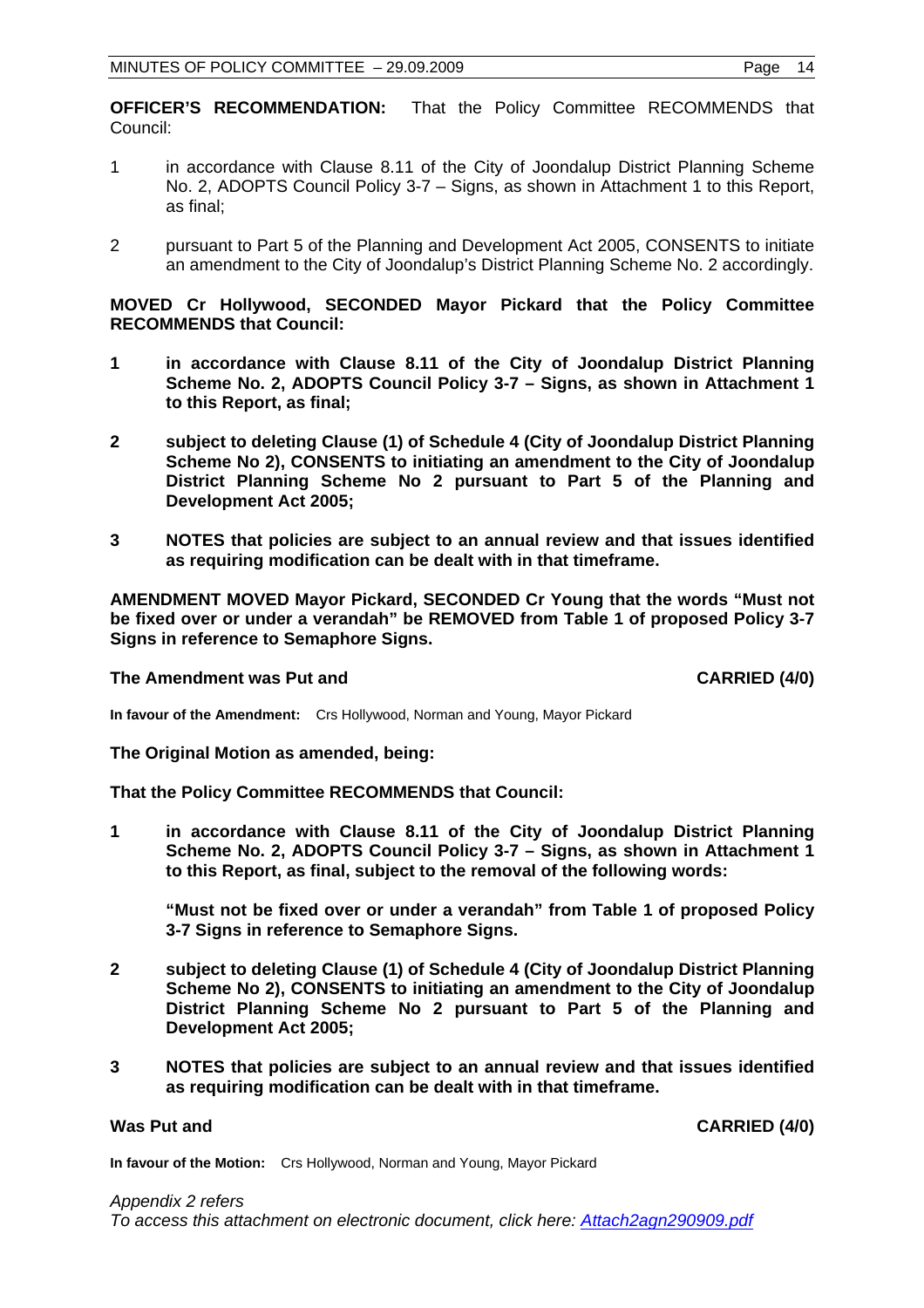**OFFICER'S RECOMMENDATION:** That the Policy Committee RECOMMENDS that Council:

1 in accordance with Clause 8.11 of the City of Joondalup District Planning Scheme No. 2, ADOPTS Council Policy 3-7 – Signs, as shown in Attachment 1 to this Report, as final;

2 pursuant to Part 5 of the Planning and Development Act 2005, CONSENTS to initiate an amendment to the City of Joondalup's District Planning Scheme No. 2 accordingly.

**MOVED Cr Hollywood, SECONDED Mayor Pickard that the Policy Committee RECOMMENDS that Council:**

**1 in accordance with Clause 8.11 of the City of Joondalup District Planning Scheme No. 2, ADOPTS Council Policy 3-7 – Signs, as shown in Attachment 1 to this Report, as final;**

**2 subject to deleting Clause (1) of Schedule 4 (City of Joondalup District Planning Scheme No 2), CONSENTS to initiating an amendment to the City of Joondalup District Planning Scheme No 2 pursuant to Part 5 of the Planning and Development Act 2005;**

**3 NOTES that policies are subject to an annual review and that issues identified as requiring modification can be dealt with in that timeframe.**

**AMENDMENT MOVED Mayor Pickard, SECONDED Cr Young that the words "Must not be fixed over or under a verandah" be REMOVED from Table 1 of proposed Policy 3-7 Signs in reference to Semaphore Signs.**

**The Amendment was Put and CARRIED (4/0)**

**In favour of the Amendment:** Crs Hollywood, Norman and Young, Mayor Pickard

**The Original Motion as amended, being:**

**That the Policy Committee RECOMMENDS that Council:**

**1 in accordance with Clause 8.11 of the City of Joondalup District Planning Scheme No. 2, ADOPTS Council Policy 3-7 – Signs, as shown in Attachment 1 to this Report, as final, subject to the removal of the following words:**

**"Must not be fixed over or under a verandah" from Table 1 of proposed Policy 3-7 Signs in reference to Semaphore Signs.**

**2 subject to deleting Clause (1) of Schedule 4 (City of Joondalup District Planning Scheme No 2), CONSENTS to initiating an amendment to the City of Joondalup District Planning Scheme No 2 pursuant to Part 5 of the Planning and Development Act 2005;**

**3 NOTES that policies are subject to an annual review and that issues identified as requiring modification can be dealt with in that timeframe.**

**Was Put and CARRIED (4/0)**

**In favour of the Motion:** Crs Hollywood, Norman and Young, Mayor Pickard

*Appendix 2 refers*

*To access this attachment on electronic document, click here: Attach2agn290909.pdf*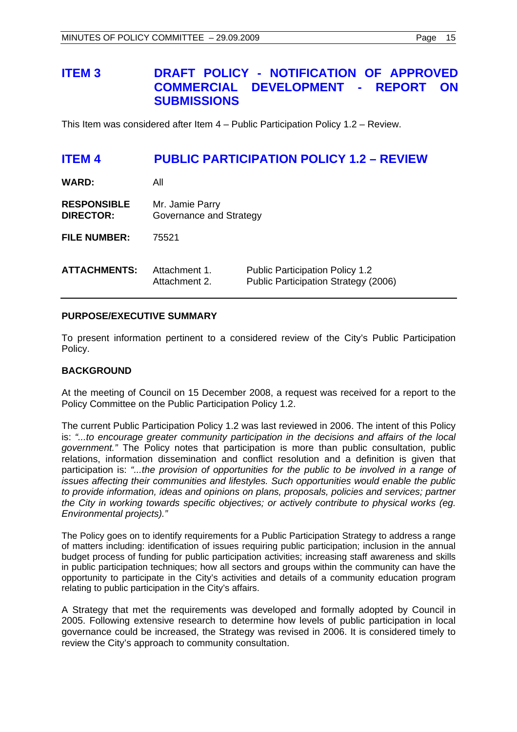## ITEM 3 DRAFT POLICY - NOTIFICATION OF APPROVED COMMERCIAL DEVELOPMENT - REPORT ON SUBMISSIONS

This Item was considered after Item 4 – Public Participation Policy 1.2 – Review.

## ITEM 4 PUBLIC PARTICIPATION POLICY 1.2 – REVIEW

**WARD:** All

**RESPONSIBLE DIRECTOR:** Mr. Jamie Parry
Governance and Strategy

**FILE NUMBER:** 75521

**ATTACHMENTS:**
Attachment 1. Public Participation Policy 1.2
Attachment 2. Public Participation Strategy (2006)

---

**PURPOSE/EXECUTIVE SUMMARY**

To present information pertinent to a considered review of the City's Public Participation Policy.

**BACKGROUND**

At the meeting of Council on 15 December 2008, a request was received for a report to the Policy Committee on the Public Participation Policy 1.2.

The current Public Participation Policy 1.2 was last reviewed in 2006. The intent of this Policy is: *"...to encourage greater community participation in the decisions and affairs of the local government."* The Policy notes that participation is more than public consultation, public relations, information dissemination and conflict resolution and a definition is given that participation is: *"...the provision of opportunities for the public to be involved in a range of issues affecting their communities and lifestyles. Such opportunities would enable the public to provide information, ideas and opinions on plans, proposals, policies and services; partner the City in working towards specific objectives; or actively contribute to physical works (eg. Environmental projects)."*

The Policy goes on to identify requirements for a Public Participation Strategy to address a range of matters including: identification of issues requiring public participation; inclusion in the annual budget process of funding for public participation activities; increasing staff awareness and skills in public participation techniques; how all sectors and groups within the community can have the opportunity to participate in the City's activities and details of a community education program relating to public participation in the City's affairs.

A Strategy that met the requirements was developed and formally adopted by Council in 2005. Following extensive research to determine how levels of public participation in local governance could be increased, the Strategy was revised in 2006. It is considered timely to review the City's approach to community consultation.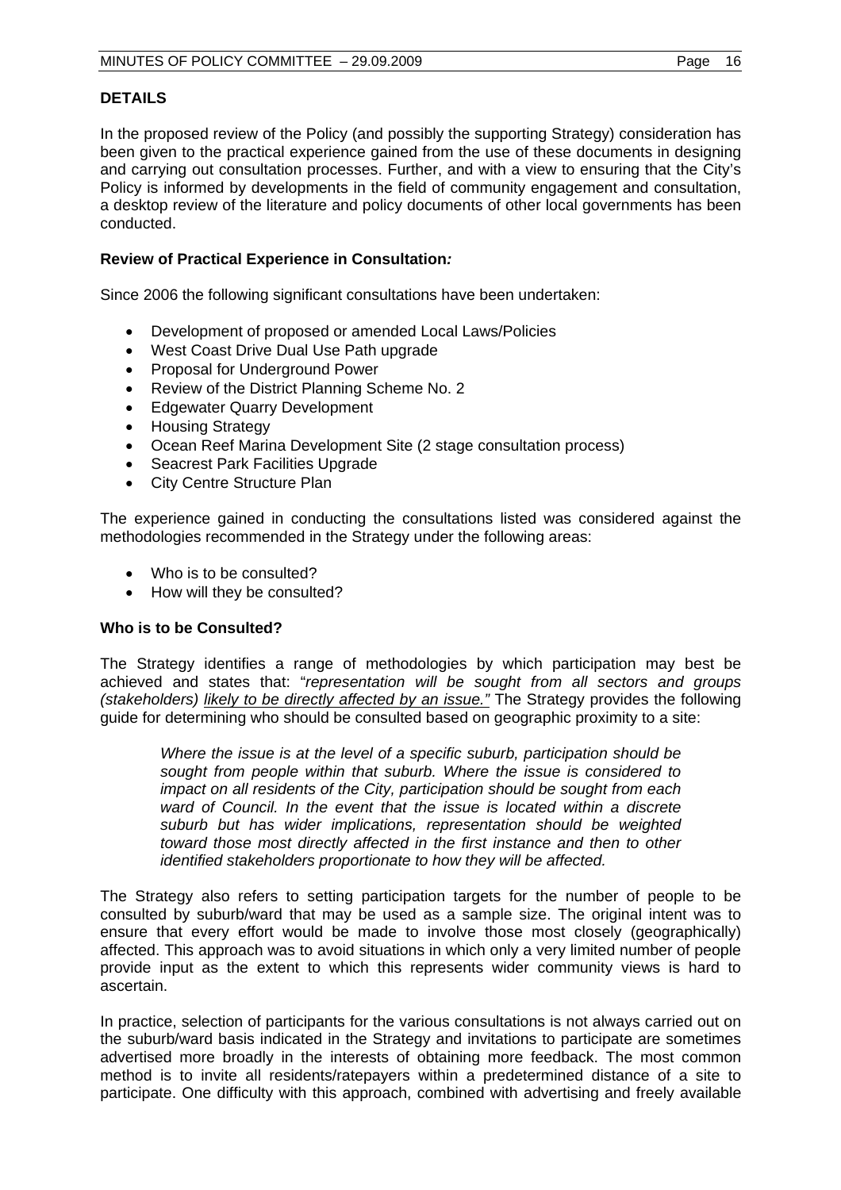## DETAILS

In the proposed review of the Policy (and possibly the supporting Strategy) consideration has been given to the practical experience gained from the use of these documents in designing and carrying out consultation processes. Further, and with a view to ensuring that the City's Policy is informed by developments in the field of community engagement and consultation, a desktop review of the literature and policy documents of other local governments has been conducted.

### Review of Practical Experience in Consultation*:*

Since 2006 the following significant consultations have been undertaken:

- Development of proposed or amended Local Laws/Policies
- West Coast Drive Dual Use Path upgrade
- Proposal for Underground Power
- Review of the District Planning Scheme No. 2
- Edgewater Quarry Development
- Housing Strategy
- Ocean Reef Marina Development Site (2 stage consultation process)
- Seacrest Park Facilities Upgrade
- City Centre Structure Plan

The experience gained in conducting the consultations listed was considered against the methodologies recommended in the Strategy under the following areas:

- Who is to be consulted?
- How will they be consulted?

### Who is to be Consulted?

The Strategy identifies a range of methodologies by which participation may best be achieved and states that: "*representation will be sought from all sectors and groups (stakeholders) <u>likely to be directly affected by an issue.</u>"* The Strategy provides the following guide for determining who should be consulted based on geographic proximity to a site:

> *Where the issue is at the level of a specific suburb, participation should be sought from people within that suburb. Where the issue is considered to impact on all residents of the City, participation should be sought from each ward of Council. In the event that the issue is located within a discrete suburb but has wider implications, representation should be weighted toward those most directly affected in the first instance and then to other identified stakeholders proportionate to how they will be affected.*

The Strategy also refers to setting participation targets for the number of people to be consulted by suburb/ward that may be used as a sample size. The original intent was to ensure that every effort would be made to involve those most closely (geographically) affected. This approach was to avoid situations in which only a very limited number of people provide input as the extent to which this represents wider community views is hard to ascertain.

In practice, selection of participants for the various consultations is not always carried out on the suburb/ward basis indicated in the Strategy and invitations to participate are sometimes advertised more broadly in the interests of obtaining more feedback. The most common method is to invite all residents/ratepayers within a predetermined distance of a site to participate. One difficulty with this approach, combined with advertising and freely available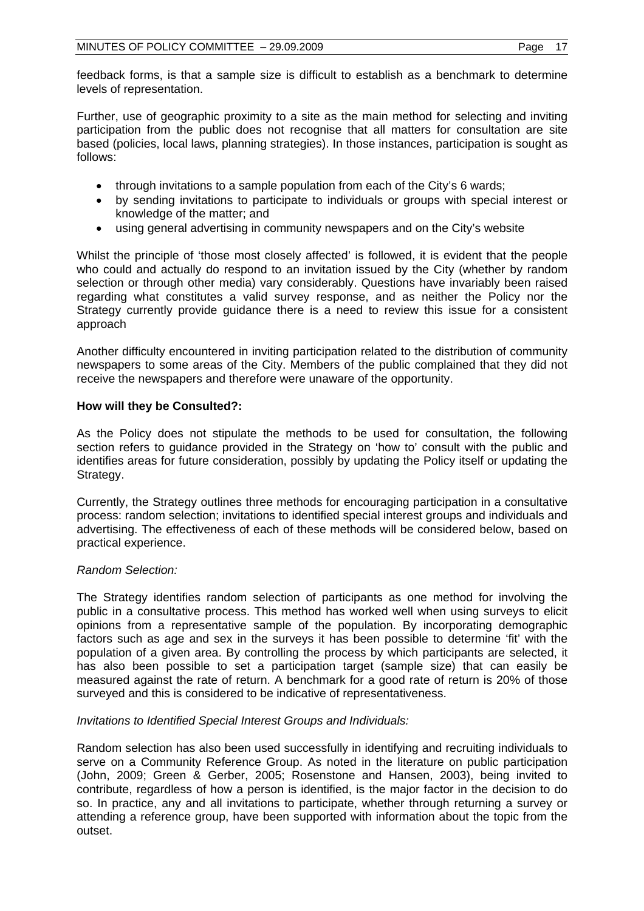feedback forms, is that a sample size is difficult to establish as a benchmark to determine levels of representation.

Further, use of geographic proximity to a site as the main method for selecting and inviting participation from the public does not recognise that all matters for consultation are site based (policies, local laws, planning strategies). In those instances, participation is sought as follows:

- through invitations to a sample population from each of the City's 6 wards;
- by sending invitations to participate to individuals or groups with special interest or knowledge of the matter; and
- using general advertising in community newspapers and on the City's website

Whilst the principle of 'those most closely affected' is followed, it is evident that the people who could and actually do respond to an invitation issued by the City (whether by random selection or through other media) vary considerably. Questions have invariably been raised regarding what constitutes a valid survey response, and as neither the Policy nor the Strategy currently provide guidance there is a need to review this issue for a consistent approach

Another difficulty encountered in inviting participation related to the distribution of community newspapers to some areas of the City. Members of the public complained that they did not receive the newspapers and therefore were unaware of the opportunity.

**How will they be Consulted?:**

As the Policy does not stipulate the methods to be used for consultation, the following section refers to guidance provided in the Strategy on 'how to' consult with the public and identifies areas for future consideration, possibly by updating the Policy itself or updating the Strategy.

Currently, the Strategy outlines three methods for encouraging participation in a consultative process: random selection; invitations to identified special interest groups and individuals and advertising. The effectiveness of each of these methods will be considered below, based on practical experience.

*Random Selection:*

The Strategy identifies random selection of participants as one method for involving the public in a consultative process. This method has worked well when using surveys to elicit opinions from a representative sample of the population. By incorporating demographic factors such as age and sex in the surveys it has been possible to determine 'fit' with the population of a given area. By controlling the process by which participants are selected, it has also been possible to set a participation target (sample size) that can easily be measured against the rate of return. A benchmark for a good rate of return is 20% of those surveyed and this is considered to be indicative of representativeness.

*Invitations to Identified Special Interest Groups and Individuals:*

Random selection has also been used successfully in identifying and recruiting individuals to serve on a Community Reference Group. As noted in the literature on public participation (John, 2009; Green & Gerber, 2005; Rosenstone and Hansen, 2003), being invited to contribute, regardless of how a person is identified, is the major factor in the decision to do so. In practice, any and all invitations to participate, whether through returning a survey or attending a reference group, have been supported with information about the topic from the outset.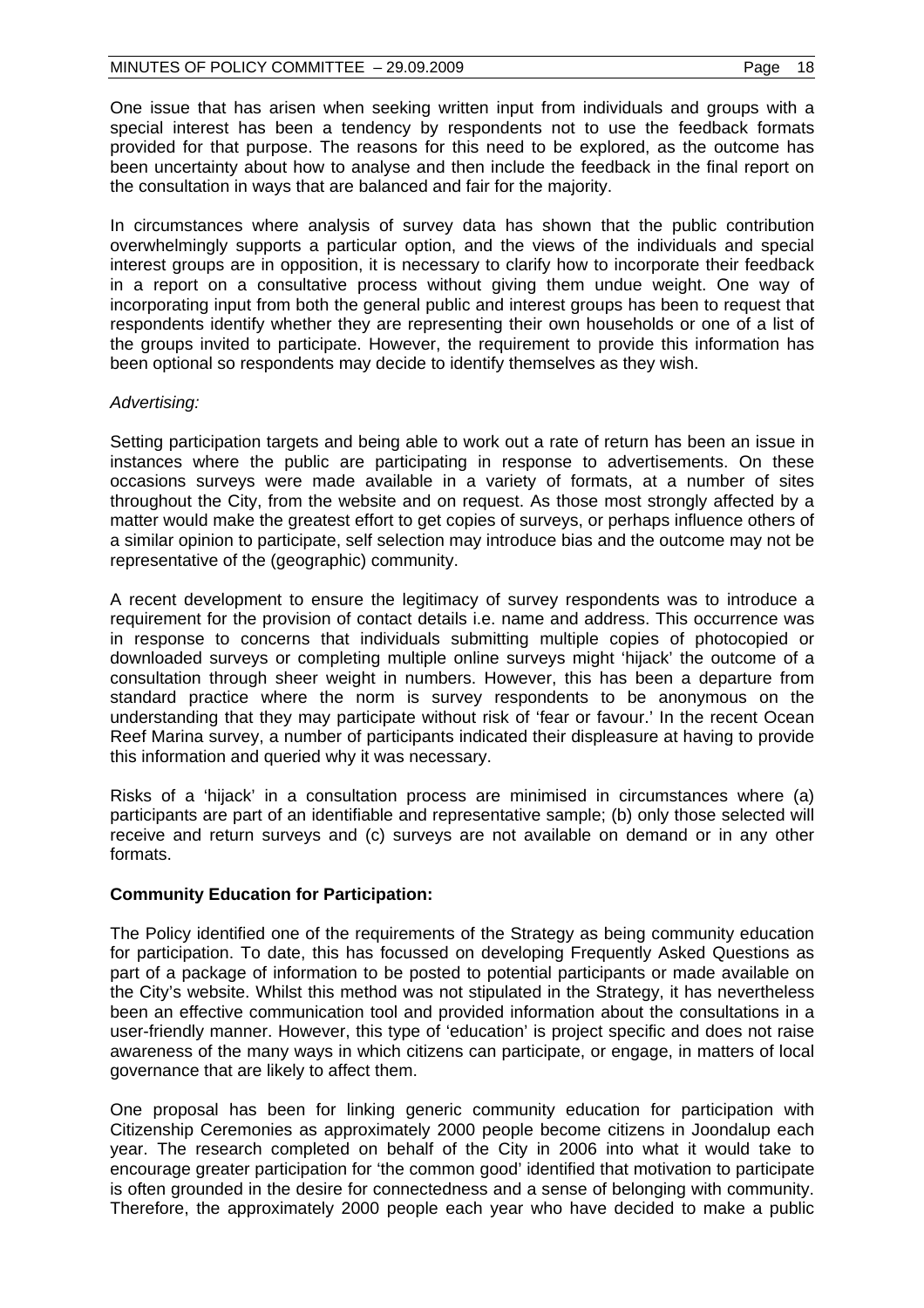One issue that has arisen when seeking written input from individuals and groups with a special interest has been a tendency by respondents not to use the feedback formats provided for that purpose. The reasons for this need to be explored, as the outcome has been uncertainty about how to analyse and then include the feedback in the final report on the consultation in ways that are balanced and fair for the majority.

In circumstances where analysis of survey data has shown that the public contribution overwhelmingly supports a particular option, and the views of the individuals and special interest groups are in opposition, it is necessary to clarify how to incorporate their feedback in a report on a consultative process without giving them undue weight. One way of incorporating input from both the general public and interest groups has been to request that respondents identify whether they are representing their own households or one of a list of the groups invited to participate. However, the requirement to provide this information has been optional so respondents may decide to identify themselves as they wish.

*Advertising:*

Setting participation targets and being able to work out a rate of return has been an issue in instances where the public are participating in response to advertisements. On these occasions surveys were made available in a variety of formats, at a number of sites throughout the City, from the website and on request. As those most strongly affected by a matter would make the greatest effort to get copies of surveys, or perhaps influence others of a similar opinion to participate, self selection may introduce bias and the outcome may not be representative of the (geographic) community.

A recent development to ensure the legitimacy of survey respondents was to introduce a requirement for the provision of contact details i.e. name and address. This occurrence was in response to concerns that individuals submitting multiple copies of photocopied or downloaded surveys or completing multiple online surveys might 'hijack' the outcome of a consultation through sheer weight in numbers. However, this has been a departure from standard practice where the norm is survey respondents to be anonymous on the understanding that they may participate without risk of 'fear or favour.' In the recent Ocean Reef Marina survey, a number of participants indicated their displeasure at having to provide this information and queried why it was necessary.

Risks of a 'hijack' in a consultation process are minimised in circumstances where (a) participants are part of an identifiable and representative sample; (b) only those selected will receive and return surveys and (c) surveys are not available on demand or in any other formats.

**Community Education for Participation:**

The Policy identified one of the requirements of the Strategy as being community education for participation. To date, this has focussed on developing Frequently Asked Questions as part of a package of information to be posted to potential participants or made available on the City's website. Whilst this method was not stipulated in the Strategy, it has nevertheless been an effective communication tool and provided information about the consultations in a user-friendly manner. However, this type of 'education' is project specific and does not raise awareness of the many ways in which citizens can participate, or engage, in matters of local governance that are likely to affect them.

One proposal has been for linking generic community education for participation with Citizenship Ceremonies as approximately 2000 people become citizens in Joondalup each year. The research completed on behalf of the City in 2006 into what it would take to encourage greater participation for 'the common good' identified that motivation to participate is often grounded in the desire for connectedness and a sense of belonging with community. Therefore, the approximately 2000 people each year who have decided to make a public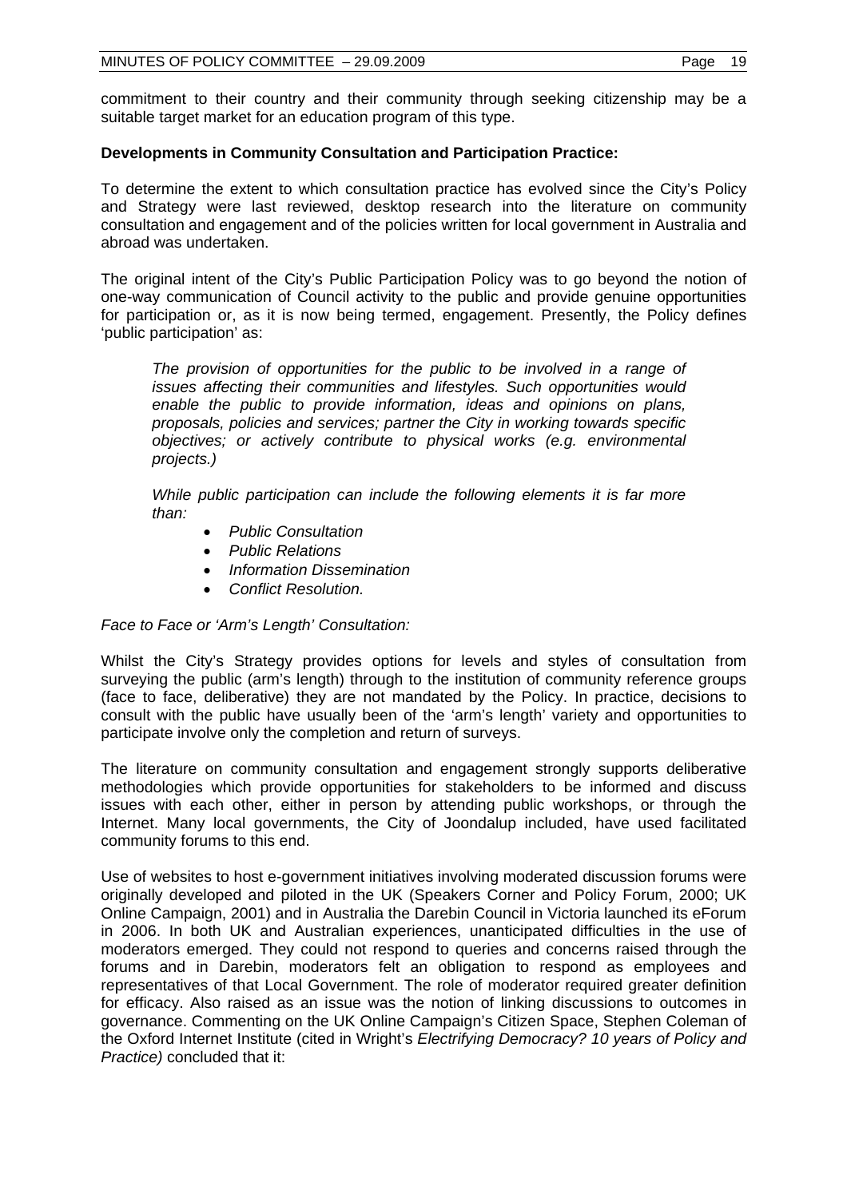commitment to their country and their community through seeking citizenship may be a suitable target market for an education program of this type.

**Developments in Community Consultation and Participation Practice:**

To determine the extent to which consultation practice has evolved since the City's Policy and Strategy were last reviewed, desktop research into the literature on community consultation and engagement and of the policies written for local government in Australia and abroad was undertaken.

The original intent of the City's Public Participation Policy was to go beyond the notion of one-way communication of Council activity to the public and provide genuine opportunities for participation or, as it is now being termed, engagement. Presently, the Policy defines 'public participation' as:

> *The provision of opportunities for the public to be involved in a range of issues affecting their communities and lifestyles. Such opportunities would enable the public to provide information, ideas and opinions on plans, proposals, policies and services; partner the City in working towards specific objectives; or actively contribute to physical works (e.g. environmental projects.)*
>
> *While public participation can include the following elements it is far more than:*
>
> - *Public Consultation*
> - *Public Relations*
> - *Information Dissemination*
> - *Conflict Resolution.*

*Face to Face or 'Arm's Length' Consultation:*

Whilst the City's Strategy provides options for levels and styles of consultation from surveying the public (arm's length) through to the institution of community reference groups (face to face, deliberative) they are not mandated by the Policy. In practice, decisions to consult with the public have usually been of the 'arm's length' variety and opportunities to participate involve only the completion and return of surveys.

The literature on community consultation and engagement strongly supports deliberative methodologies which provide opportunities for stakeholders to be informed and discuss issues with each other, either in person by attending public workshops, or through the Internet. Many local governments, the City of Joondalup included, have used facilitated community forums to this end.

Use of websites to host e-government initiatives involving moderated discussion forums were originally developed and piloted in the UK (Speakers Corner and Policy Forum, 2000; UK Online Campaign, 2001) and in Australia the Darebin Council in Victoria launched its eForum in 2006. In both UK and Australian experiences, unanticipated difficulties in the use of moderators emerged. They could not respond to queries and concerns raised through the forums and in Darebin, moderators felt an obligation to respond as employees and representatives of that Local Government. The role of moderator required greater definition for efficacy. Also raised as an issue was the notion of linking discussions to outcomes in governance. Commenting on the UK Online Campaign's Citizen Space, Stephen Coleman of the Oxford Internet Institute (cited in Wright's *Electrifying Democracy? 10 years of Policy and Practice)* concluded that it: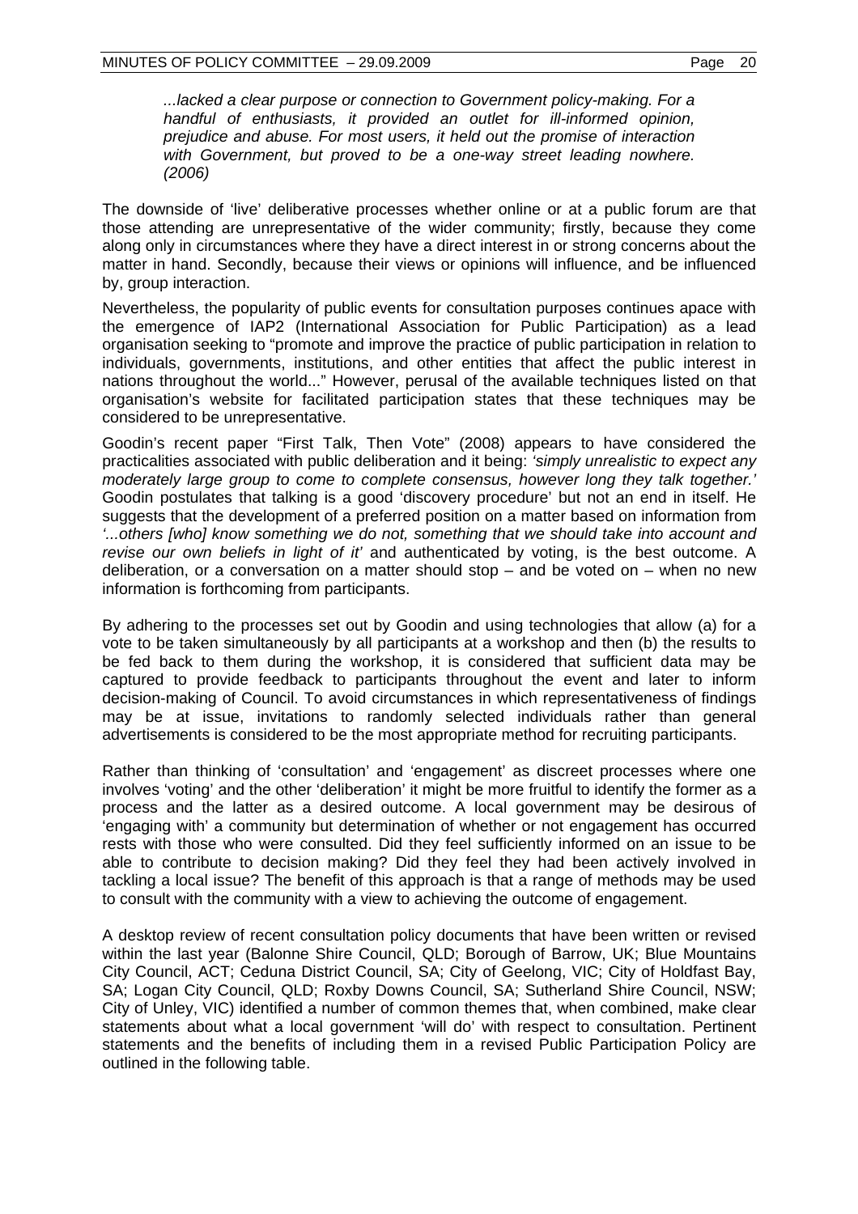*...lacked a clear purpose or connection to Government policy-making. For a handful of enthusiasts, it provided an outlet for ill-informed opinion, prejudice and abuse. For most users, it held out the promise of interaction with Government, but proved to be a one-way street leading nowhere. (2006)*

The downside of 'live' deliberative processes whether online or at a public forum are that those attending are unrepresentative of the wider community; firstly, because they come along only in circumstances where they have a direct interest in or strong concerns about the matter in hand. Secondly, because their views or opinions will influence, and be influenced by, group interaction.

Nevertheless, the popularity of public events for consultation purposes continues apace with the emergence of IAP2 (International Association for Public Participation) as a lead organisation seeking to "promote and improve the practice of public participation in relation to individuals, governments, institutions, and other entities that affect the public interest in nations throughout the world..." However, perusal of the available techniques listed on that organisation's website for facilitated participation states that these techniques may be considered to be unrepresentative.

Goodin's recent paper "First Talk, Then Vote" (2008) appears to have considered the practicalities associated with public deliberation and it being: *'simply unrealistic to expect any moderately large group to come to complete consensus, however long they talk together.'* Goodin postulates that talking is a good 'discovery procedure' but not an end in itself. He suggests that the development of a preferred position on a matter based on information from *'...others [who] know something we do not, something that we should take into account and revise our own beliefs in light of it'* and authenticated by voting, is the best outcome. A deliberation, or a conversation on a matter should stop – and be voted on – when no new information is forthcoming from participants.

By adhering to the processes set out by Goodin and using technologies that allow (a) for a vote to be taken simultaneously by all participants at a workshop and then (b) the results to be fed back to them during the workshop, it is considered that sufficient data may be captured to provide feedback to participants throughout the event and later to inform decision-making of Council. To avoid circumstances in which representativeness of findings may be at issue, invitations to randomly selected individuals rather than general advertisements is considered to be the most appropriate method for recruiting participants.

Rather than thinking of 'consultation' and 'engagement' as discreet processes where one involves 'voting' and the other 'deliberation' it might be more fruitful to identify the former as a process and the latter as a desired outcome. A local government may be desirous of 'engaging with' a community but determination of whether or not engagement has occurred rests with those who were consulted. Did they feel sufficiently informed on an issue to be able to contribute to decision making? Did they feel they had been actively involved in tackling a local issue? The benefit of this approach is that a range of methods may be used to consult with the community with a view to achieving the outcome of engagement.

A desktop review of recent consultation policy documents that have been written or revised within the last year (Balonne Shire Council, QLD; Borough of Barrow, UK; Blue Mountains City Council, ACT; Ceduna District Council, SA; City of Geelong, VIC; City of Holdfast Bay, SA; Logan City Council, QLD; Roxby Downs Council, SA; Sutherland Shire Council, NSW; City of Unley, VIC) identified a number of common themes that, when combined, make clear statements about what a local government 'will do' with respect to consultation. Pertinent statements and the benefits of including them in a revised Public Participation Policy are outlined in the following table.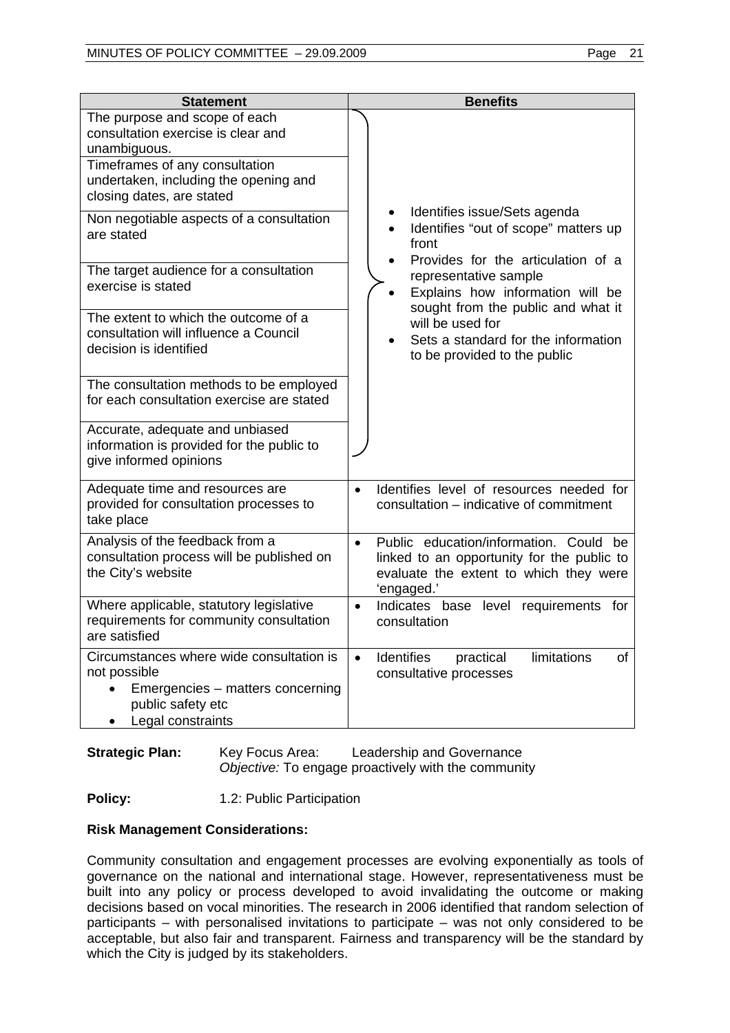| Statement | Benefits |
|---|---|
| The purpose and scope of each consultation exercise is clear and unambiguous. | • Identifies issue/Sets agenda<br>• Identifies "out of scope" matters up front<br>• Provides for the articulation of a representative sample<br>• Explains how information will be sought from the public and what it will be used for<br>• Sets a standard for the information to be provided to the public |
| Timeframes of any consultation undertaken, including the opening and closing dates, are stated | |
| Non negotiable aspects of a consultation are stated | |
| The target audience for a consultation exercise is stated | |
| The extent to which the outcome of a consultation will influence a Council decision is identified | |
| The consultation methods to be employed for each consultation exercise are stated | |
| Accurate, adequate and unbiased information is provided for the public to give informed opinions | |
| Adequate time and resources are provided for consultation processes to take place | • Identifies level of resources needed for consultation – indicative of commitment |
| Analysis of the feedback from a consultation process will be published on the City's website | • Public education/information. Could be linked to an opportunity for the public to evaluate the extent to which they were 'engaged.' |
| Where applicable, statutory legislative requirements for community consultation are satisfied | • Indicates base level requirements for consultation |
| Circumstances where wide consultation is not possible<br>• Emergencies – matters concerning public safety etc<br>• Legal constraints | • Identifies practical limitations of consultative processes |

**Strategic Plan:** Key Focus Area: Leadership and Governance
*Objective:* To engage proactively with the community

**Policy:** 1.2: Public Participation

**Risk Management Considerations:**

Community consultation and engagement processes are evolving exponentially as tools of governance on the national and international stage. However, representativeness must be built into any policy or process developed to avoid invalidating the outcome or making decisions based on vocal minorities. The research in 2006 identified that random selection of participants – with personalised invitations to participate – was not only considered to be acceptable, but also fair and transparent. Fairness and transparency will be the standard by which the City is judged by its stakeholders.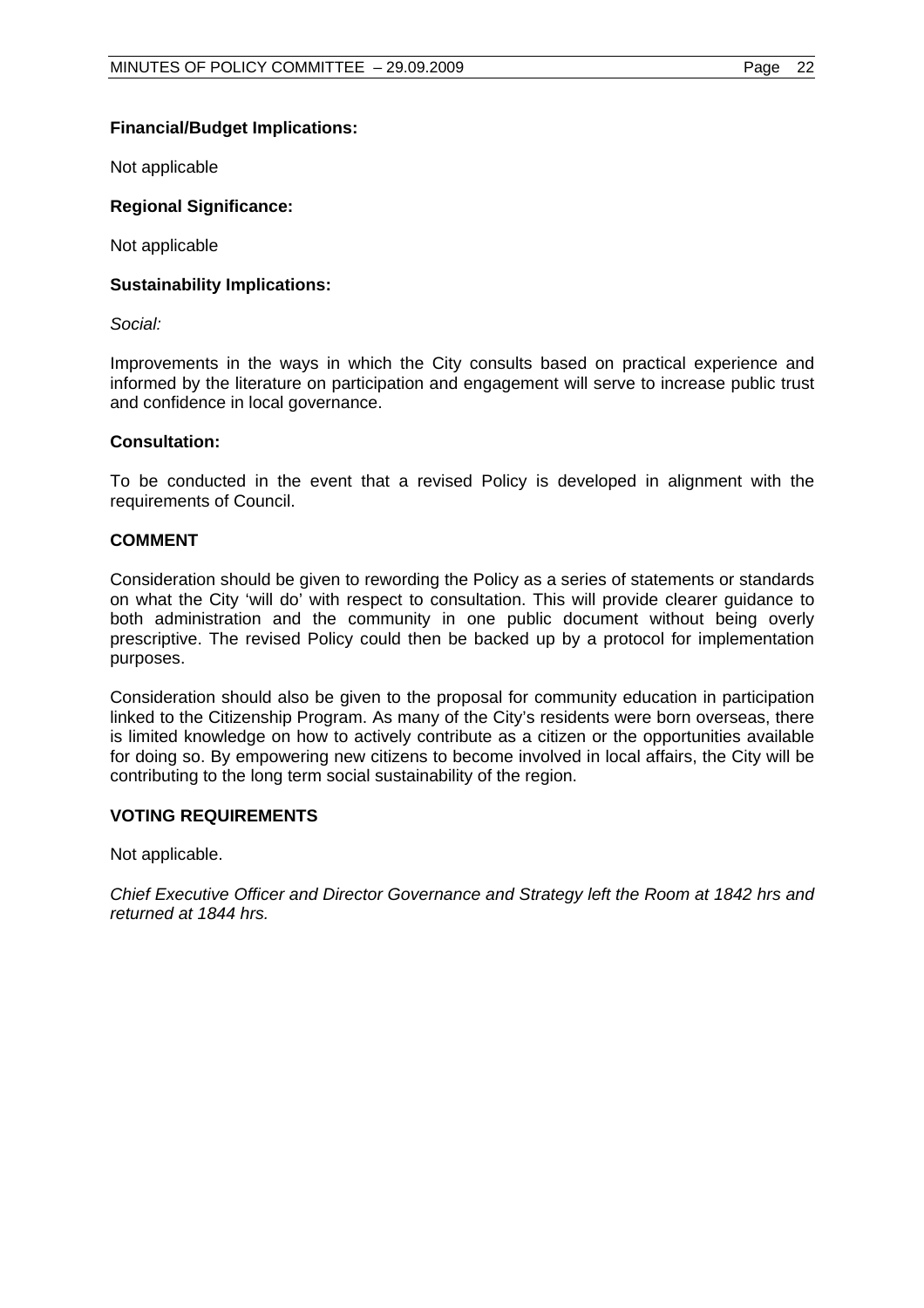**Financial/Budget Implications:**

Not applicable

**Regional Significance:**

Not applicable

**Sustainability Implications:**

*Social:*

Improvements in the ways in which the City consults based on practical experience and informed by the literature on participation and engagement will serve to increase public trust and confidence in local governance.

**Consultation:**

To be conducted in the event that a revised Policy is developed in alignment with the requirements of Council.

**COMMENT**

Consideration should be given to rewording the Policy as a series of statements or standards on what the City 'will do' with respect to consultation. This will provide clearer guidance to both administration and the community in one public document without being overly prescriptive. The revised Policy could then be backed up by a protocol for implementation purposes.

Consideration should also be given to the proposal for community education in participation linked to the Citizenship Program. As many of the City's residents were born overseas, there is limited knowledge on how to actively contribute as a citizen or the opportunities available for doing so. By empowering new citizens to become involved in local affairs, the City will be contributing to the long term social sustainability of the region.

**VOTING REQUIREMENTS**

Not applicable.

*Chief Executive Officer and Director Governance and Strategy left the Room at 1842 hrs and returned at 1844 hrs.*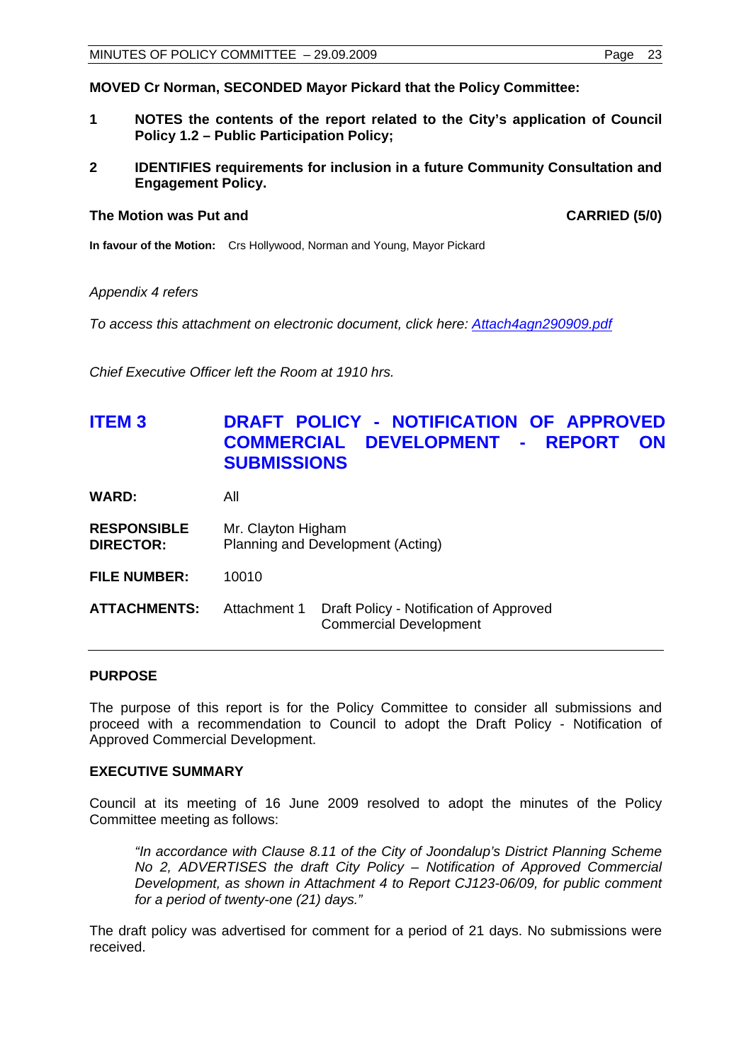**MOVED Cr Norman, SECONDED Mayor Pickard that the Policy Committee:**

1. **NOTES the contents of the report related to the City's application of Council Policy 1.2 – Public Participation Policy;**

2. **IDENTIFIES requirements for inclusion in a future Community Consultation and Engagement Policy.**

**The Motion was Put and** **CARRIED (5/0)**

**In favour of the Motion:** Crs Hollywood, Norman and Young, Mayor Pickard

*Appendix 4 refers*

*To access this attachment on electronic document, click here: Attach4agn290909.pdf*

*Chief Executive Officer left the Room at 1910 hrs.*

## ITEM 3 DRAFT POLICY - NOTIFICATION OF APPROVED COMMERCIAL DEVELOPMENT - REPORT ON SUBMISSIONS

**WARD:** All

**RESPONSIBLE DIRECTOR:** Mr. Clayton Higham
Planning and Development (Acting)

**FILE NUMBER:** 10010

**ATTACHMENTS:** Attachment 1 Draft Policy - Notification of Approved Commercial Development

### PURPOSE

The purpose of this report is for the Policy Committee to consider all submissions and proceed with a recommendation to Council to adopt the Draft Policy - Notification of Approved Commercial Development.

### EXECUTIVE SUMMARY

Council at its meeting of 16 June 2009 resolved to adopt the minutes of the Policy Committee meeting as follows:

> *"In accordance with Clause 8.11 of the City of Joondalup's District Planning Scheme No 2, ADVERTISES the draft City Policy – Notification of Approved Commercial Development, as shown in Attachment 4 to Report CJ123-06/09, for public comment for a period of twenty-one (21) days."*

The draft policy was advertised for comment for a period of 21 days. No submissions were received.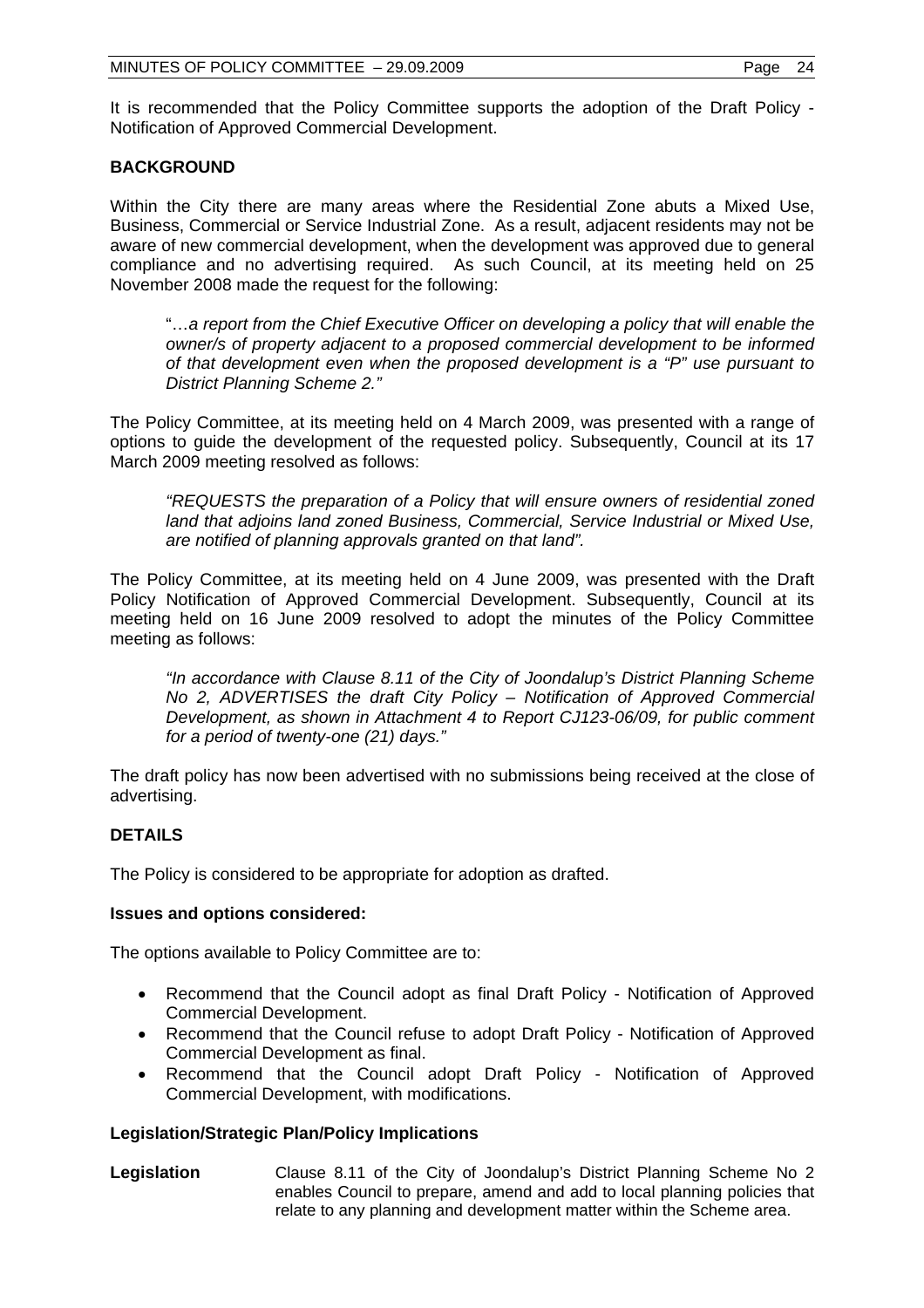It is recommended that the Policy Committee supports the adoption of the Draft Policy - Notification of Approved Commercial Development.

**BACKGROUND**

Within the City there are many areas where the Residential Zone abuts a Mixed Use, Business, Commercial or Service Industrial Zone. As a result, adjacent residents may not be aware of new commercial development, when the development was approved due to general compliance and no advertising required. As such Council, at its meeting held on 25 November 2008 made the request for the following:

> "…*a report from the Chief Executive Officer on developing a policy that will enable the owner/s of property adjacent to a proposed commercial development to be informed of that development even when the proposed development is a "P" use pursuant to District Planning Scheme 2."*

The Policy Committee, at its meeting held on 4 March 2009, was presented with a range of options to guide the development of the requested policy. Subsequently, Council at its 17 March 2009 meeting resolved as follows:

> *"REQUESTS the preparation of a Policy that will ensure owners of residential zoned land that adjoins land zoned Business, Commercial, Service Industrial or Mixed Use, are notified of planning approvals granted on that land".*

The Policy Committee, at its meeting held on 4 June 2009, was presented with the Draft Policy Notification of Approved Commercial Development. Subsequently, Council at its meeting held on 16 June 2009 resolved to adopt the minutes of the Policy Committee meeting as follows:

> *"In accordance with Clause 8.11 of the City of Joondalup's District Planning Scheme No 2, ADVERTISES the draft City Policy – Notification of Approved Commercial Development, as shown in Attachment 4 to Report CJ123-06/09, for public comment for a period of twenty-one (21) days."*

The draft policy has now been advertised with no submissions being received at the close of advertising.

**DETAILS**

The Policy is considered to be appropriate for adoption as drafted.

**Issues and options considered:**

The options available to Policy Committee are to:

- Recommend that the Council adopt as final Draft Policy - Notification of Approved Commercial Development.
- Recommend that the Council refuse to adopt Draft Policy - Notification of Approved Commercial Development as final.
- Recommend that the Council adopt Draft Policy - Notification of Approved Commercial Development, with modifications.

**Legislation/Strategic Plan/Policy Implications**

**Legislation** Clause 8.11 of the City of Joondalup's District Planning Scheme No 2 enables Council to prepare, amend and add to local planning policies that relate to any planning and development matter within the Scheme area.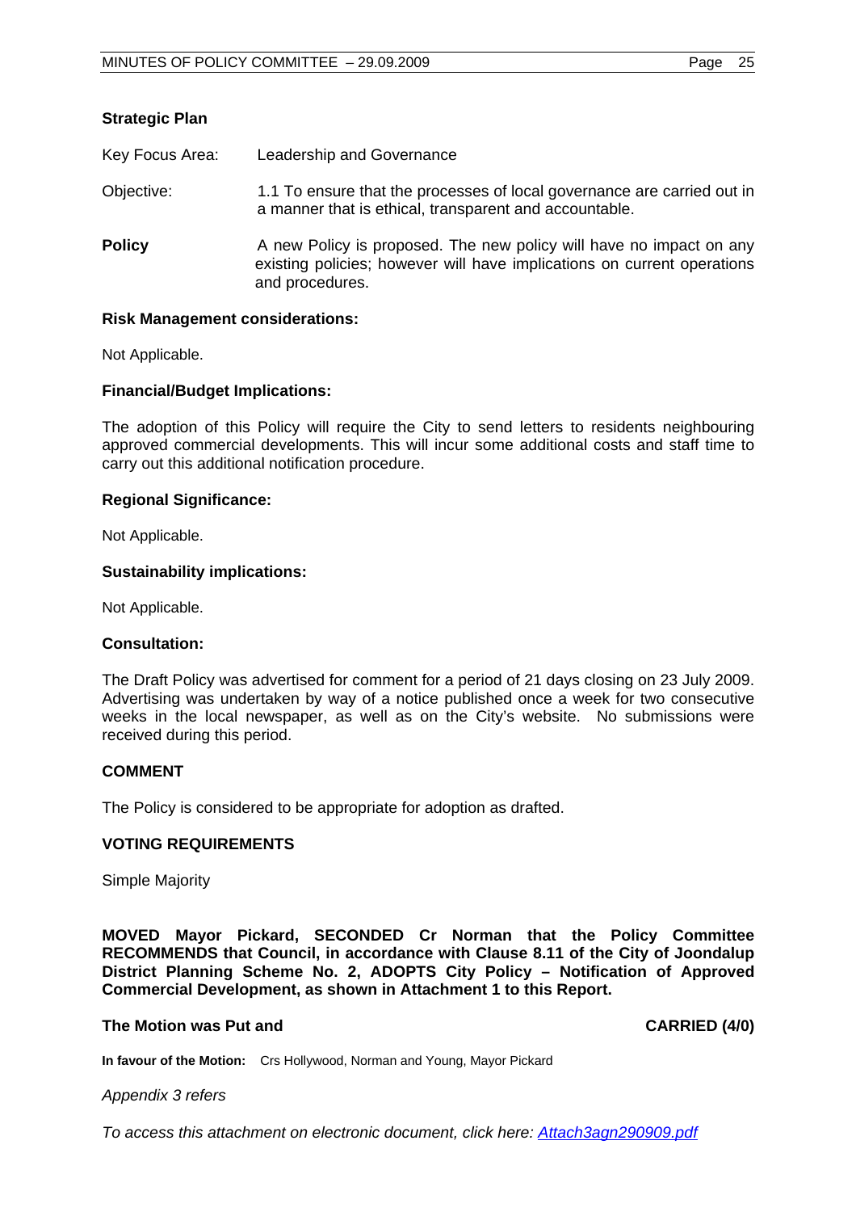### Strategic Plan

Key Focus Area: Leadership and Governance

Objective: 1.1 To ensure that the processes of local governance are carried out in a manner that is ethical, transparent and accountable.

**Policy** A new Policy is proposed. The new policy will have no impact on any existing policies; however will have implications on current operations and procedures.

### Risk Management considerations:

Not Applicable.

### Financial/Budget Implications:

The adoption of this Policy will require the City to send letters to residents neighbouring approved commercial developments. This will incur some additional costs and staff time to carry out this additional notification procedure.

### Regional Significance:

Not Applicable.

### Sustainability implications:

Not Applicable.

### Consultation:

The Draft Policy was advertised for comment for a period of 21 days closing on 23 July 2009. Advertising was undertaken by way of a notice published once a week for two consecutive weeks in the local newspaper, as well as on the City's website. No submissions were received during this period.

### COMMENT

The Policy is considered to be appropriate for adoption as drafted.

### VOTING REQUIREMENTS

Simple Majority

**MOVED Mayor Pickard, SECONDED Cr Norman that the Policy Committee RECOMMENDS that Council, in accordance with Clause 8.11 of the City of Joondalup District Planning Scheme No. 2, ADOPTS City Policy – Notification of Approved Commercial Development, as shown in Attachment 1 to this Report.**

**The Motion was Put and CARRIED (4/0)**

**In favour of the Motion:** Crs Hollywood, Norman and Young, Mayor Pickard

*Appendix 3 refers*

*To access this attachment on electronic document, click here: [Attach3agn290909.pdf](Attach3agn290909.pdf)*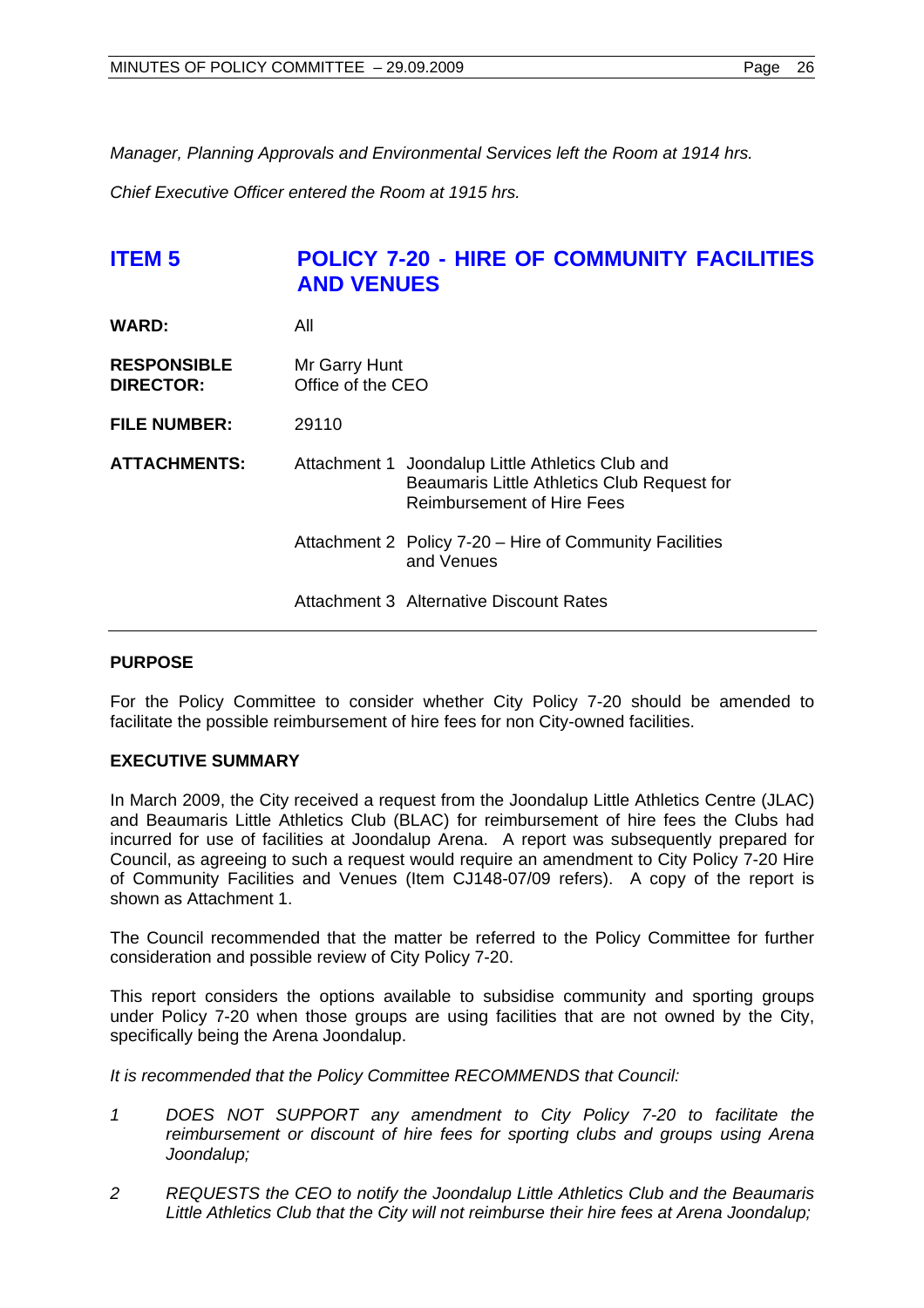*Manager, Planning Approvals and Environmental Services left the Room at 1914 hrs.*

*Chief Executive Officer entered the Room at 1915 hrs.*

## ITEM 5 POLICY 7-20 - HIRE OF COMMUNITY FACILITIES AND VENUES

| | |
|---|---|
| **WARD:** | All |
| **RESPONSIBLE DIRECTOR:** | Mr Garry Hunt<br>Office of the CEO |
| **FILE NUMBER:** | 29110 |
| **ATTACHMENTS:** | Attachment 1 Joondalup Little Athletics Club and Beaumaris Little Athletics Club Request for Reimbursement of Hire Fees<br><br>Attachment 2 Policy 7-20 – Hire of Community Facilities and Venues<br><br>Attachment 3 Alternative Discount Rates |

**PURPOSE**

For the Policy Committee to consider whether City Policy 7-20 should be amended to facilitate the possible reimbursement of hire fees for non City-owned facilities.

**EXECUTIVE SUMMARY**

In March 2009, the City received a request from the Joondalup Little Athletics Centre (JLAC) and Beaumaris Little Athletics Club (BLAC) for reimbursement of hire fees the Clubs had incurred for use of facilities at Joondalup Arena. A report was subsequently prepared for Council, as agreeing to such a request would require an amendment to City Policy 7-20 Hire of Community Facilities and Venues (Item CJ148-07/09 refers). A copy of the report is shown as Attachment 1.

The Council recommended that the matter be referred to the Policy Committee for further consideration and possible review of City Policy 7-20.

This report considers the options available to subsidise community and sporting groups under Policy 7-20 when those groups are using facilities that are not owned by the City, specifically being the Arena Joondalup.

*It is recommended that the Policy Committee RECOMMENDS that Council:*

1. *DOES NOT SUPPORT any amendment to City Policy 7-20 to facilitate the reimbursement or discount of hire fees for sporting clubs and groups using Arena Joondalup;*

2. *REQUESTS the CEO to notify the Joondalup Little Athletics Club and the Beaumaris Little Athletics Club that the City will not reimburse their hire fees at Arena Joondalup;*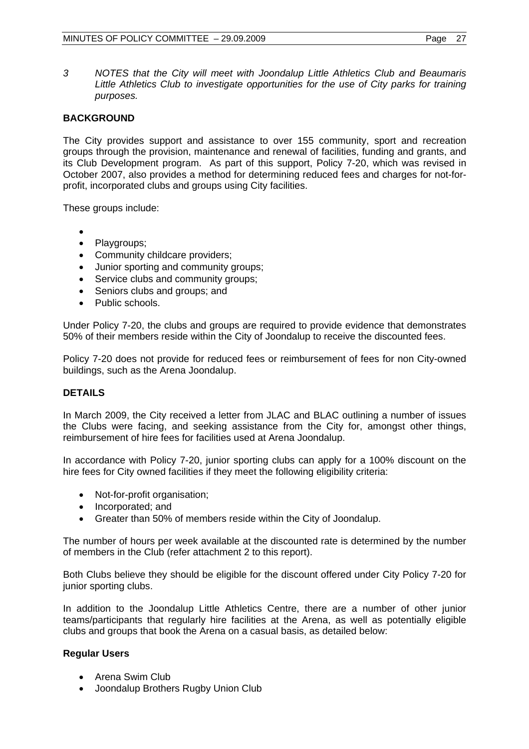*3 NOTES that the City will meet with Joondalup Little Athletics Club and Beaumaris Little Athletics Club to investigate opportunities for the use of City parks for training purposes.*

**BACKGROUND**

The City provides support and assistance to over 155 community, sport and recreation groups through the provision, maintenance and renewal of facilities, funding and grants, and its Club Development program. As part of this support, Policy 7-20, which was revised in October 2007, also provides a method for determining reduced fees and charges for not-for-profit, incorporated clubs and groups using City facilities.

These groups include:

- 
- Playgroups;
- Community childcare providers;
- Junior sporting and community groups;
- Service clubs and community groups;
- Seniors clubs and groups; and
- Public schools.

Under Policy 7-20, the clubs and groups are required to provide evidence that demonstrates 50% of their members reside within the City of Joondalup to receive the discounted fees.

Policy 7-20 does not provide for reduced fees or reimbursement of fees for non City-owned buildings, such as the Arena Joondalup.

**DETAILS**

In March 2009, the City received a letter from JLAC and BLAC outlining a number of issues the Clubs were facing, and seeking assistance from the City for, amongst other things, reimbursement of hire fees for facilities used at Arena Joondalup.

In accordance with Policy 7-20, junior sporting clubs can apply for a 100% discount on the hire fees for City owned facilities if they meet the following eligibility criteria:

- Not-for-profit organisation;
- Incorporated; and
- Greater than 50% of members reside within the City of Joondalup.

The number of hours per week available at the discounted rate is determined by the number of members in the Club (refer attachment 2 to this report).

Both Clubs believe they should be eligible for the discount offered under City Policy 7-20 for junior sporting clubs.

In addition to the Joondalup Little Athletics Centre, there are a number of other junior teams/participants that regularly hire facilities at the Arena, as well as potentially eligible clubs and groups that book the Arena on a casual basis, as detailed below:

**Regular Users**

- Arena Swim Club
- Joondalup Brothers Rugby Union Club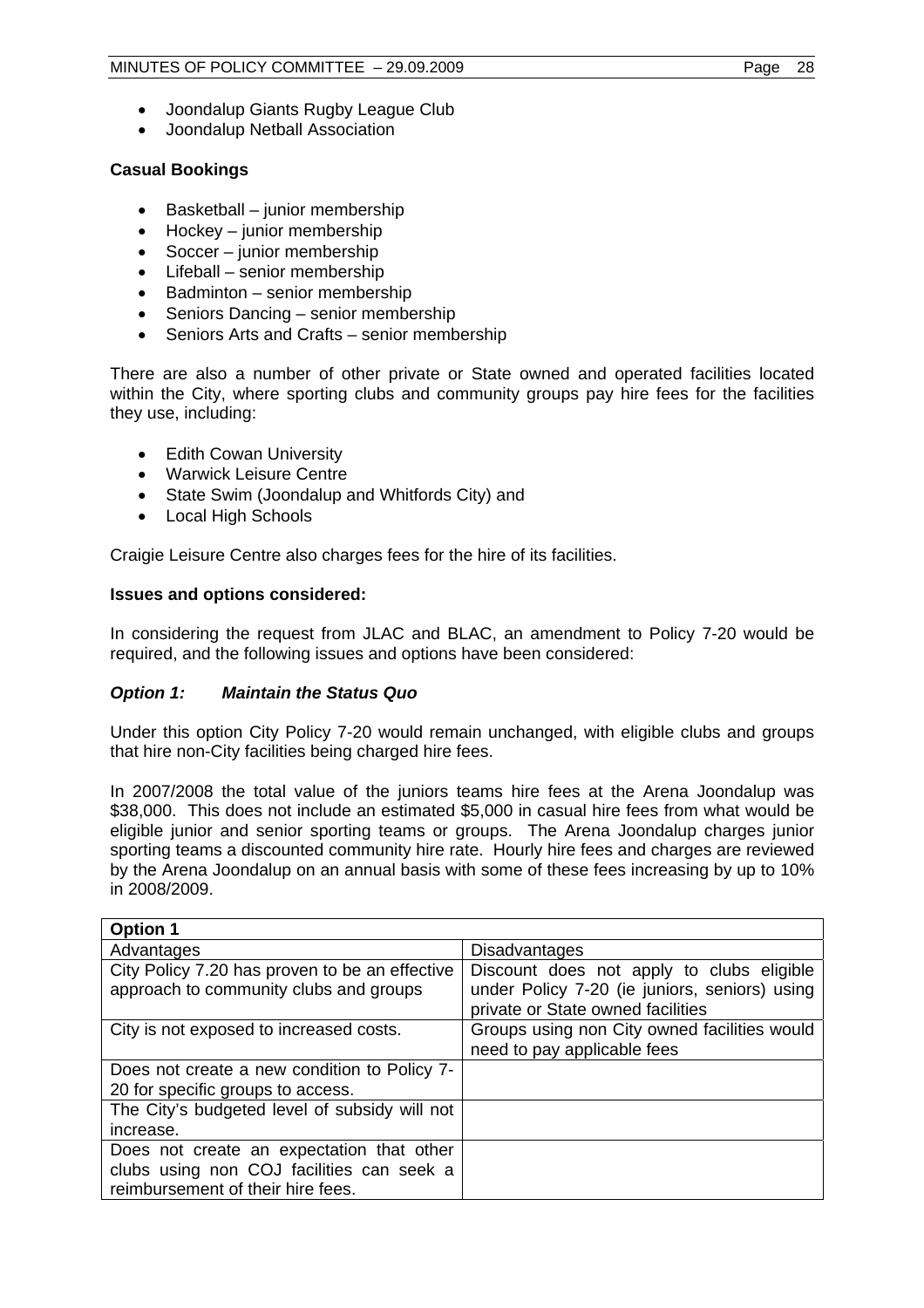- Joondalup Giants Rugby League Club
- Joondalup Netball Association

**Casual Bookings**

- Basketball – junior membership
- Hockey – junior membership
- Soccer – junior membership
- Lifeball – senior membership
- Badminton – senior membership
- Seniors Dancing – senior membership
- Seniors Arts and Crafts – senior membership

There are also a number of other private or State owned and operated facilities located within the City, where sporting clubs and community groups pay hire fees for the facilities they use, including:

- Edith Cowan University
- Warwick Leisure Centre
- State Swim (Joondalup and Whitfords City) and
- Local High Schools

Craigie Leisure Centre also charges fees for the hire of its facilities.

**Issues and options considered:**

In considering the request from JLAC and BLAC, an amendment to Policy 7-20 would be required, and the following issues and options have been considered:

***Option 1: Maintain the Status Quo***

Under this option City Policy 7-20 would remain unchanged, with eligible clubs and groups that hire non-City facilities being charged hire fees.

In 2007/2008 the total value of the juniors teams hire fees at the Arena Joondalup was $38,000. This does not include an estimated $5,000 in casual hire fees from what would be eligible junior and senior sporting teams or groups. The Arena Joondalup charges junior sporting teams a discounted community hire rate. Hourly hire fees and charges are reviewed by the Arena Joondalup on an annual basis with some of these fees increasing by up to 10% in 2008/2009.

| **Option 1** | |
|---|---|
| Advantages | Disadvantages |
| City Policy 7.20 has proven to be an effective approach to community clubs and groups | Discount does not apply to clubs eligible under Policy 7-20 (ie juniors, seniors) using private or State owned facilities |
| City is not exposed to increased costs. | Groups using non City owned facilities would need to pay applicable fees |
| Does not create a new condition to Policy 7-20 for specific groups to access. | |
| The City's budgeted level of subsidy will not increase. | |
| Does not create an expectation that other clubs using non COJ facilities can seek a reimbursement of their hire fees. | |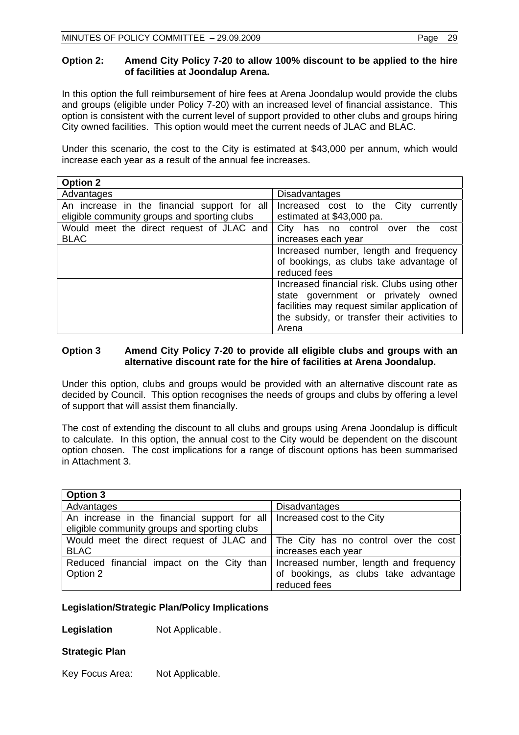**Option 2: Amend City Policy 7-20 to allow 100% discount to be applied to the hire of facilities at Joondalup Arena.**

In this option the full reimbursement of hire fees at Arena Joondalup would provide the clubs and groups (eligible under Policy 7-20) with an increased level of financial assistance. This option is consistent with the current level of support provided to other clubs and groups hiring City owned facilities. This option would meet the current needs of JLAC and BLAC.

Under this scenario, the cost to the City is estimated at $43,000 per annum, which would increase each year as a result of the annual fee increases.

| **Option 2** | |
|---|---|
| Advantages | Disadvantages |
| An increase in the financial support for all eligible community groups and sporting clubs | Increased cost to the City currently estimated at $43,000 pa. |
| Would meet the direct request of JLAC and BLAC | City has no control over the cost increases each year |
| | Increased number, length and frequency of bookings, as clubs take advantage of reduced fees |
| | Increased financial risk. Clubs using other state government or privately owned facilities may request similar application of the subsidy, or transfer their activities to Arena |

**Option 3 Amend City Policy 7-20 to provide all eligible clubs and groups with an alternative discount rate for the hire of facilities at Arena Joondalup.**

Under this option, clubs and groups would be provided with an alternative discount rate as decided by Council. This option recognises the needs of groups and clubs by offering a level of support that will assist them financially.

The cost of extending the discount to all clubs and groups using Arena Joondalup is difficult to calculate. In this option, the annual cost to the City would be dependent on the discount option chosen. The cost implications for a range of discount options has been summarised in Attachment 3.

| **Option 3** | |
|---|---|
| Advantages | Disadvantages |
| An increase in the financial support for all eligible community groups and sporting clubs | Increased cost to the City |
| Would meet the direct request of JLAC and BLAC | The City has no control over the cost increases each year |
| Reduced financial impact on the City than Option 2 | Increased number, length and frequency of bookings, as clubs take advantage reduced fees |

**Legislation/Strategic Plan/Policy Implications**

**Legislation** Not Applicable.

**Strategic Plan**

Key Focus Area: Not Applicable.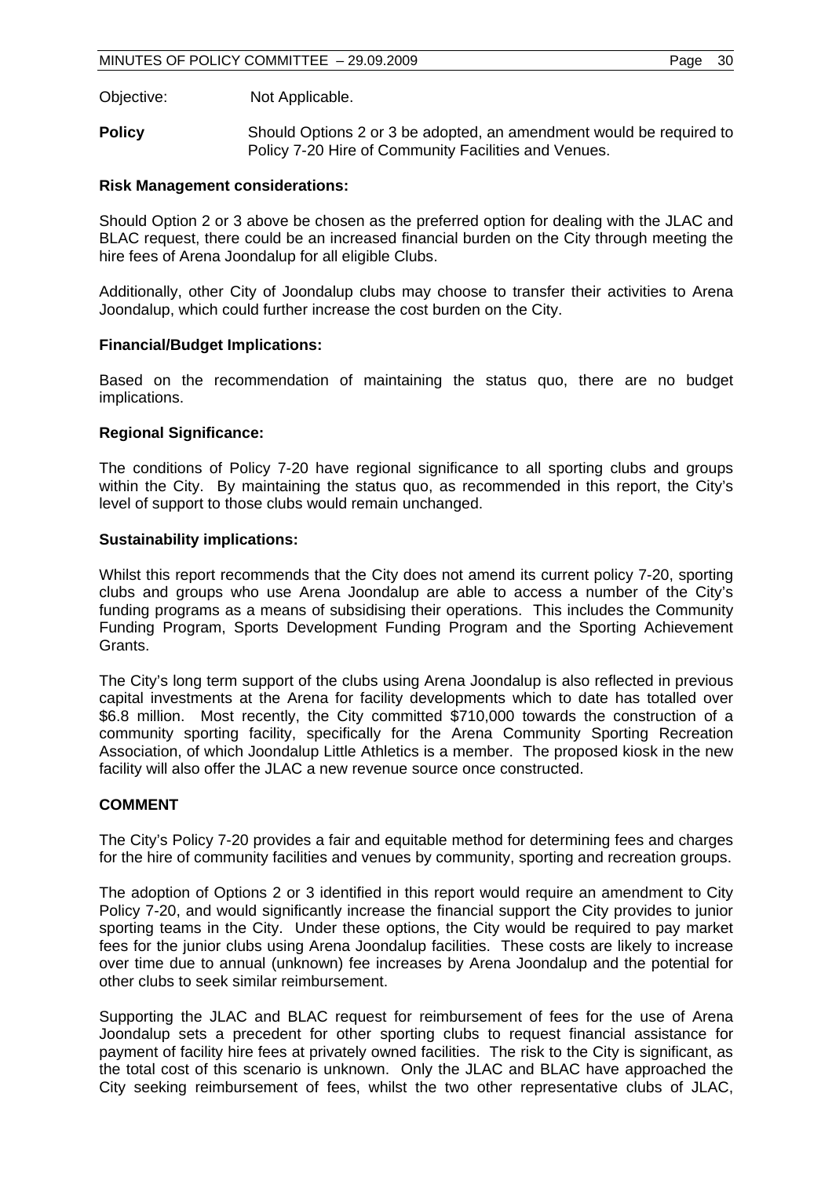Objective: Not Applicable.

**Policy** Should Options 2 or 3 be adopted, an amendment would be required to Policy 7-20 Hire of Community Facilities and Venues.

**Risk Management considerations:**

Should Option 2 or 3 above be chosen as the preferred option for dealing with the JLAC and BLAC request, there could be an increased financial burden on the City through meeting the hire fees of Arena Joondalup for all eligible Clubs.

Additionally, other City of Joondalup clubs may choose to transfer their activities to Arena Joondalup, which could further increase the cost burden on the City.

**Financial/Budget Implications:**

Based on the recommendation of maintaining the status quo, there are no budget implications.

**Regional Significance:**

The conditions of Policy 7-20 have regional significance to all sporting clubs and groups within the City. By maintaining the status quo, as recommended in this report, the City's level of support to those clubs would remain unchanged.

**Sustainability implications:**

Whilst this report recommends that the City does not amend its current policy 7-20, sporting clubs and groups who use Arena Joondalup are able to access a number of the City's funding programs as a means of subsidising their operations. This includes the Community Funding Program, Sports Development Funding Program and the Sporting Achievement Grants.

The City's long term support of the clubs using Arena Joondalup is also reflected in previous capital investments at the Arena for facility developments which to date has totalled over $6.8 million. Most recently, the City committed $710,000 towards the construction of a community sporting facility, specifically for the Arena Community Sporting Recreation Association, of which Joondalup Little Athletics is a member. The proposed kiosk in the new facility will also offer the JLAC a new revenue source once constructed.

**COMMENT**

The City's Policy 7-20 provides a fair and equitable method for determining fees and charges for the hire of community facilities and venues by community, sporting and recreation groups.

The adoption of Options 2 or 3 identified in this report would require an amendment to City Policy 7-20, and would significantly increase the financial support the City provides to junior sporting teams in the City. Under these options, the City would be required to pay market fees for the junior clubs using Arena Joondalup facilities. These costs are likely to increase over time due to annual (unknown) fee increases by Arena Joondalup and the potential for other clubs to seek similar reimbursement.

Supporting the JLAC and BLAC request for reimbursement of fees for the use of Arena Joondalup sets a precedent for other sporting clubs to request financial assistance for payment of facility hire fees at privately owned facilities. The risk to the City is significant, as the total cost of this scenario is unknown. Only the JLAC and BLAC have approached the City seeking reimbursement of fees, whilst the two other representative clubs of JLAC,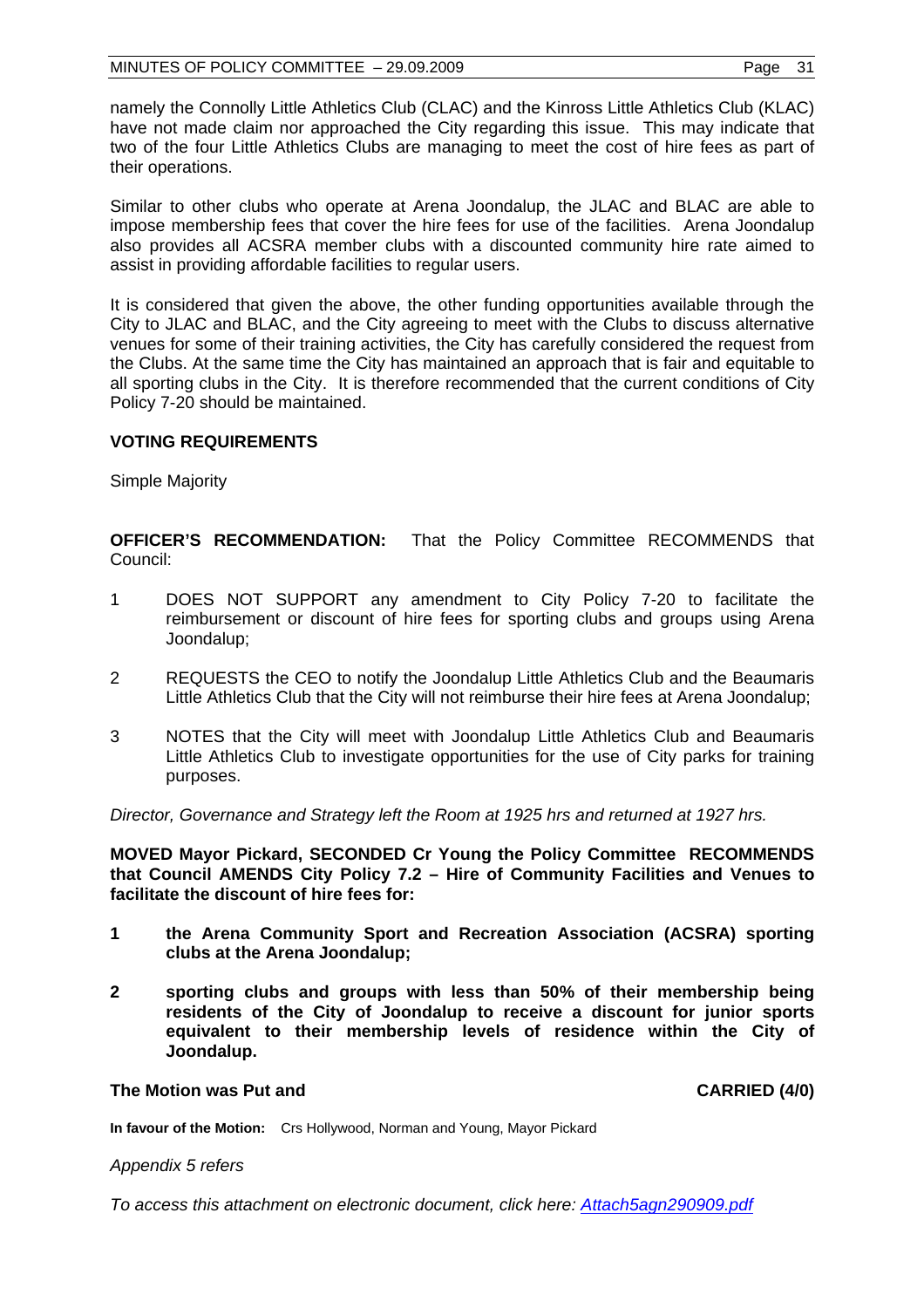namely the Connolly Little Athletics Club (CLAC) and the Kinross Little Athletics Club (KLAC) have not made claim nor approached the City regarding this issue. This may indicate that two of the four Little Athletics Clubs are managing to meet the cost of hire fees as part of their operations.

Similar to other clubs who operate at Arena Joondalup, the JLAC and BLAC are able to impose membership fees that cover the hire fees for use of the facilities. Arena Joondalup also provides all ACSRA member clubs with a discounted community hire rate aimed to assist in providing affordable facilities to regular users.

It is considered that given the above, the other funding opportunities available through the City to JLAC and BLAC, and the City agreeing to meet with the Clubs to discuss alternative venues for some of their training activities, the City has carefully considered the request from the Clubs. At the same time the City has maintained an approach that is fair and equitable to all sporting clubs in the City. It is therefore recommended that the current conditions of City Policy 7-20 should be maintained.

**VOTING REQUIREMENTS**

Simple Majority

**OFFICER'S RECOMMENDATION:** That the Policy Committee RECOMMENDS that Council:

1. DOES NOT SUPPORT any amendment to City Policy 7-20 to facilitate the reimbursement or discount of hire fees for sporting clubs and groups using Arena Joondalup;
2. REQUESTS the CEO to notify the Joondalup Little Athletics Club and the Beaumaris Little Athletics Club that the City will not reimburse their hire fees at Arena Joondalup;
3. NOTES that the City will meet with Joondalup Little Athletics Club and Beaumaris Little Athletics Club to investigate opportunities for the use of City parks for training purposes.

*Director, Governance and Strategy left the Room at 1925 hrs and returned at 1927 hrs.*

**MOVED Mayor Pickard, SECONDED Cr Young the Policy Committee RECOMMENDS that Council AMENDS City Policy 7.2 – Hire of Community Facilities and Venues to facilitate the discount of hire fees for:**

1. **the Arena Community Sport and Recreation Association (ACSRA) sporting clubs at the Arena Joondalup;**
2. **sporting clubs and groups with less than 50% of their membership being residents of the City of Joondalup to receive a discount for junior sports equivalent to their membership levels of residence within the City of Joondalup.**

**The Motion was Put and CARRIED (4/0)**

**In favour of the Motion:** Crs Hollywood, Norman and Young, Mayor Pickard

*Appendix 5 refers*

*To access this attachment on electronic document, click here: Attach5agn290909.pdf*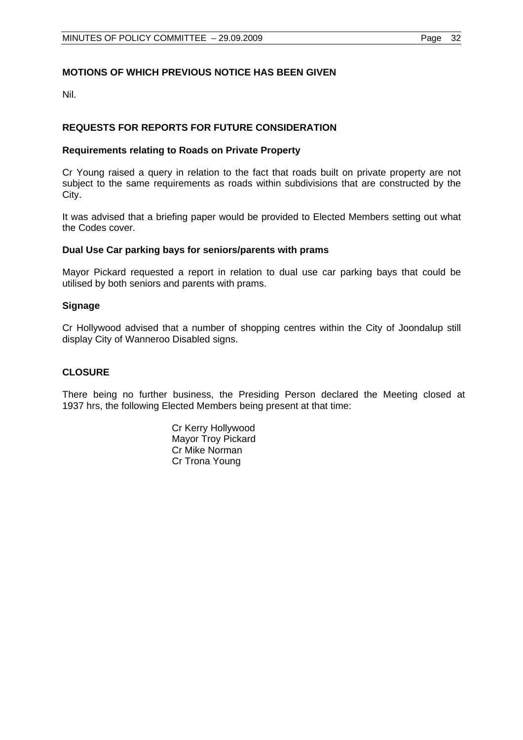## MOTIONS OF WHICH PREVIOUS NOTICE HAS BEEN GIVEN

Nil.

## REQUESTS FOR REPORTS FOR FUTURE CONSIDERATION

### Requirements relating to Roads on Private Property

Cr Young raised a query in relation to the fact that roads built on private property are not subject to the same requirements as roads within subdivisions that are constructed by the City.

It was advised that a briefing paper would be provided to Elected Members setting out what the Codes cover.

### Dual Use Car parking bays for seniors/parents with prams

Mayor Pickard requested a report in relation to dual use car parking bays that could be utilised by both seniors and parents with prams.

### Signage

Cr Hollywood advised that a number of shopping centres within the City of Joondalup still display City of Wanneroo Disabled signs.

## CLOSURE

There being no further business, the Presiding Person declared the Meeting closed at 1937 hrs, the following Elected Members being present at that time:

Cr Kerry Hollywood
Mayor Troy Pickard
Cr Mike Norman
Cr Trona Young